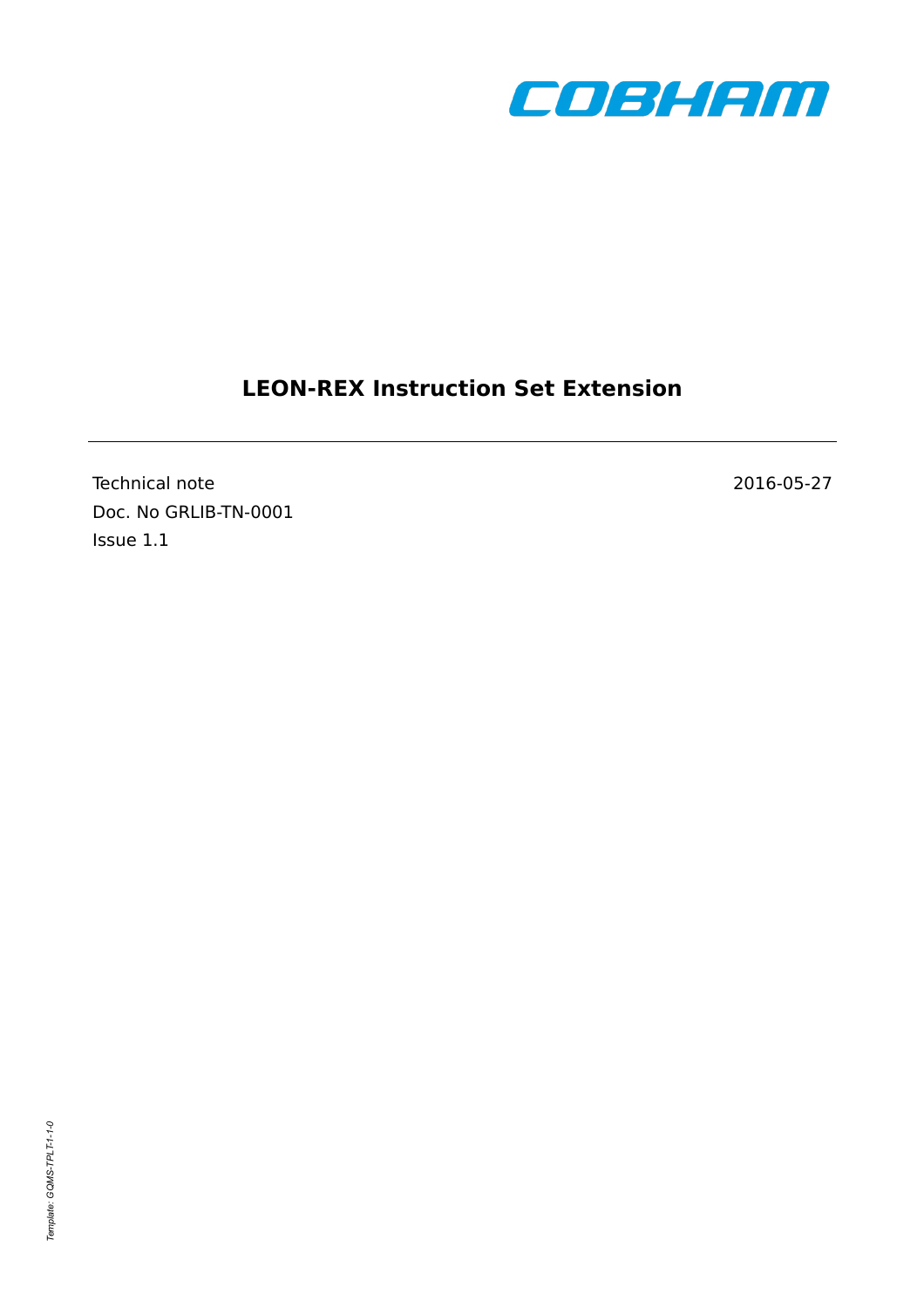COBHAM

# LEON-REX Instruction Set Extension

---

Technical note

Doc. No GRLIB-TN-0001

Issue 1.1

2016-05-27

*Template: GQMS-TPLT-1-1-0*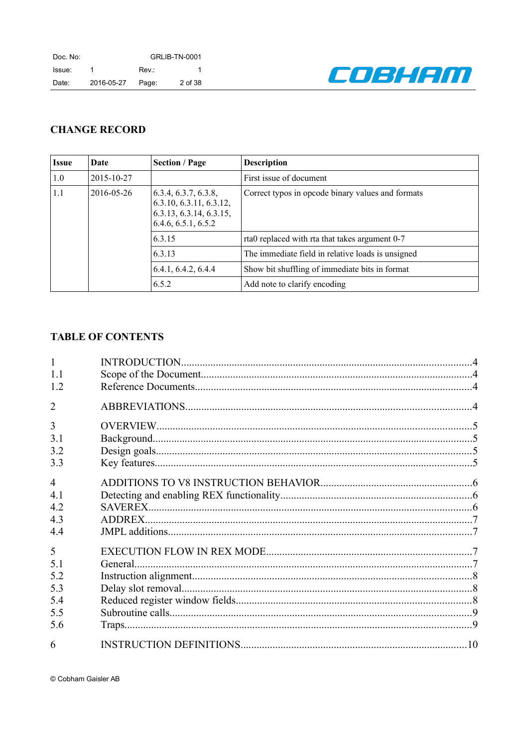## CHANGE RECORD

| Issue | Date | Section / Page | Description |
|---|---|---|---|
| 1.0 | 2015-10-27 | | First issue of document |
| 1.1 | 2016-05-26 | 6.3.4, 6.3.7, 6.3.8, 6.3.10, 6.3.11, 6.3.12, 6.3.13, 6.3.14, 6.3.15, 6.4.6, 6.5.1, 6.5.2 | Correct typos in opcode binary values and formats |
| | | 6.3.15 | rta0 replaced with rta that takes argument 0-7 |
| | | 6.3.13 | The immediate field in relative loads is unsigned |
| | | 6.4.1, 6.4.2, 6.4.4 | Show bit shuffling of immediate bits in format |
| | | 6.5.2 | Add note to clarify encoding |

## TABLE OF CONTENTS

| | | |
|---|---|---|
| 1 | INTRODUCTION | 4 |
| 1.1 | Scope of the Document | 4 |
| 1.2 | Reference Documents | 4 |
| 2 | ABBREVIATIONS | 4 |
| 3 | OVERVIEW | 5 |
| 3.1 | Background | 5 |
| 3.2 | Design goals | 5 |
| 3.3 | Key features | 5 |
| 4 | ADDITIONS TO V8 INSTRUCTION BEHAVIOR | 6 |
| 4.1 | Detecting and enabling REX functionality | 6 |
| 4.2 | SAVEREX | 6 |
| 4.3 | ADDREX | 7 |
| 4.4 | JMPL additions | 7 |
| 5 | EXECUTION FLOW IN REX MODE | 7 |
| 5.1 | General | 7 |
| 5.2 | Instruction alignment | 8 |
| 5.3 | Delay slot removal | 8 |
| 5.4 | Reduced register window fields | 8 |
| 5.5 | Subroutine calls | 9 |
| 5.6 | Traps | 9 |
| 6 | INSTRUCTION DEFINITIONS | 10 |

© Cobham Gaisler AB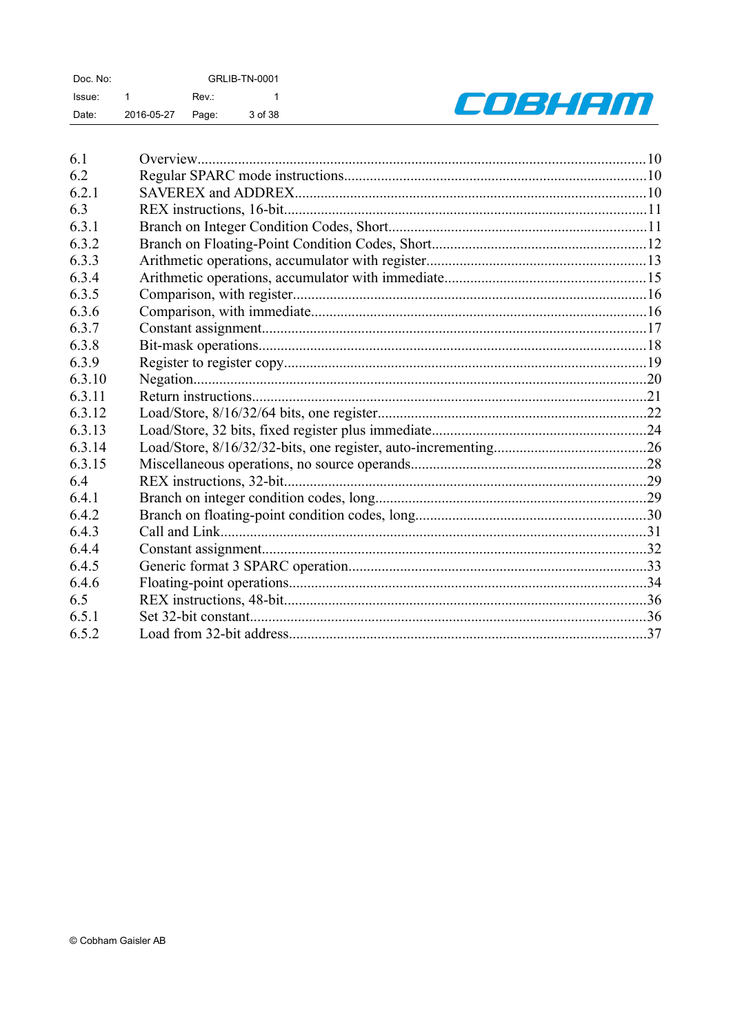| | | |
|---|---|---|
| 6.1 | Overview | 10 |
| 6.2 | Regular SPARC mode instructions | 10 |
| 6.2.1 | SAVEREX and ADDREX | 10 |
| 6.3 | REX instructions, 16-bit | 11 |
| 6.3.1 | Branch on Integer Condition Codes, Short | 11 |
| 6.3.2 | Branch on Floating-Point Condition Codes, Short | 12 |
| 6.3.3 | Arithmetic operations, accumulator with register | 13 |
| 6.3.4 | Arithmetic operations, accumulator with immediate | 15 |
| 6.3.5 | Comparison, with register | 16 |
| 6.3.6 | Comparison, with immediate | 16 |
| 6.3.7 | Constant assignment | 17 |
| 6.3.8 | Bit-mask operations | 18 |
| 6.3.9 | Register to register copy | 19 |
| 6.3.10 | Negation | 20 |
| 6.3.11 | Return instructions | 21 |
| 6.3.12 | Load/Store, 8/16/32/64 bits, one register | 22 |
| 6.3.13 | Load/Store, 32 bits, fixed register plus immediate | 24 |
| 6.3.14 | Load/Store, 8/16/32/32-bits, one register, auto-incrementing | 26 |
| 6.3.15 | Miscellaneous operations, no source operands | 28 |
| 6.4 | REX instructions, 32-bit | 29 |
| 6.4.1 | Branch on integer condition codes, long | 29 |
| 6.4.2 | Branch on floating-point condition codes, long | 30 |
| 6.4.3 | Call and Link | 31 |
| 6.4.4 | Constant assignment | 32 |
| 6.4.5 | Generic format 3 SPARC operation | 33 |
| 6.4.6 | Floating-point operations | 34 |
| 6.5 | REX instructions, 48-bit | 36 |
| 6.5.1 | Set 32-bit constant | 36 |
| 6.5.2 | Load from 32-bit address | 37 |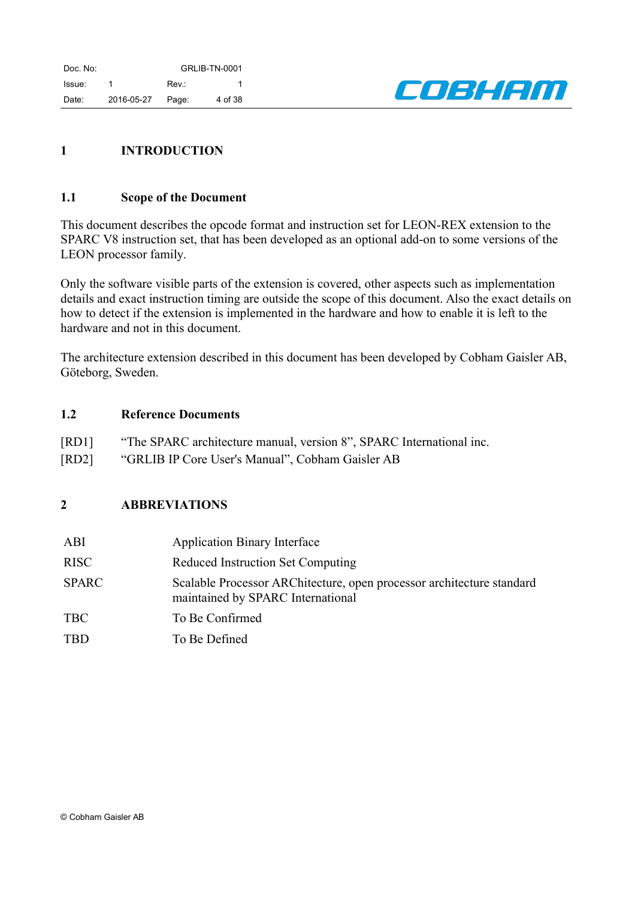# 1 INTRODUCTION

## 1.1 Scope of the Document

This document describes the opcode format and instruction set for LEON-REX extension to the SPARC V8 instruction set, that has been developed as an optional add-on to some versions of the LEON processor family.

Only the software visible parts of the extension is covered, other aspects such as implementation details and exact instruction timing are outside the scope of this document. Also the exact details on how to detect if the extension is implemented in the hardware and how to enable it is left to the hardware and not in this document.

The architecture extension described in this document has been developed by Cobham Gaisler AB, Göteborg, Sweden.

## 1.2 Reference Documents

[RD1] "The SPARC architecture manual, version 8", SPARC International inc.

[RD2] "GRLIB IP Core User's Manual", Cobham Gaisler AB

# 2 ABBREVIATIONS

| | |
|---|---|
| ABI | Application Binary Interface |
| RISC | Reduced Instruction Set Computing |
| SPARC | Scalable Processor ARChitecture, open processor architecture standard maintained by SPARC International |
| TBC | To Be Confirmed |
| TBD | To Be Defined |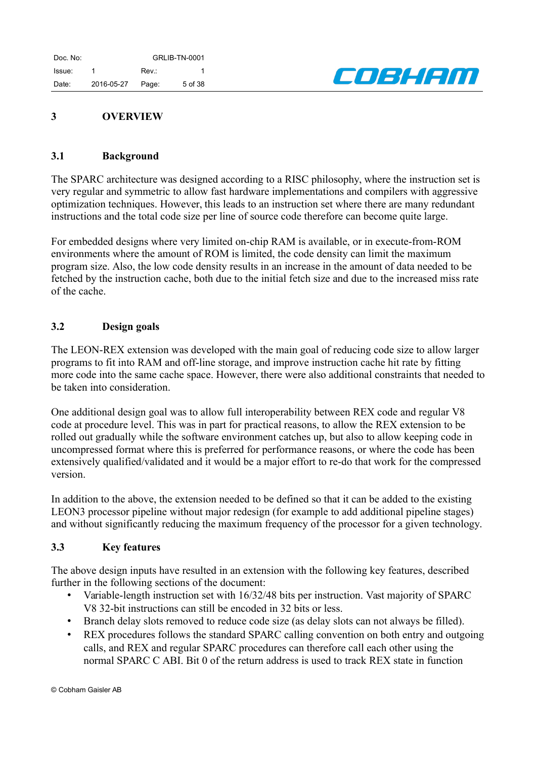# 3 OVERVIEW

## 3.1 Background

The SPARC architecture was designed according to a RISC philosophy, where the instruction set is very regular and symmetric to allow fast hardware implementations and compilers with aggressive optimization techniques. However, this leads to an instruction set where there are many redundant instructions and the total code size per line of source code therefore can become quite large.

For embedded designs where very limited on-chip RAM is available, or in execute-from-ROM environments where the amount of ROM is limited, the code density can limit the maximum program size. Also, the low code density results in an increase in the amount of data needed to be fetched by the instruction cache, both due to the initial fetch size and due to the increased miss rate of the cache.

## 3.2 Design goals

The LEON-REX extension was developed with the main goal of reducing code size to allow larger programs to fit into RAM and off-line storage, and improve instruction cache hit rate by fitting more code into the same cache space. However, there were also additional constraints that needed to be taken into consideration.

One additional design goal was to allow full interoperability between REX code and regular V8 code at procedure level. This was in part for practical reasons, to allow the REX extension to be rolled out gradually while the software environment catches up, but also to allow keeping code in uncompressed format where this is preferred for performance reasons, or where the code has been extensively qualified/validated and it would be a major effort to re-do that work for the compressed version.

In addition to the above, the extension needed to be defined so that it can be added to the existing LEON3 processor pipeline without major redesign (for example to add additional pipeline stages) and without significantly reducing the maximum frequency of the processor for a given technology.

## 3.3 Key features

The above design inputs have resulted in an extension with the following key features, described further in the following sections of the document:

- Variable-length instruction set with 16/32/48 bits per instruction. Vast majority of SPARC V8 32-bit instructions can still be encoded in 32 bits or less.
- Branch delay slots removed to reduce code size (as delay slots can not always be filled).
- REX procedures follows the standard SPARC calling convention on both entry and outgoing calls, and REX and regular SPARC procedures can therefore call each other using the normal SPARC C ABI. Bit 0 of the return address is used to track REX state in function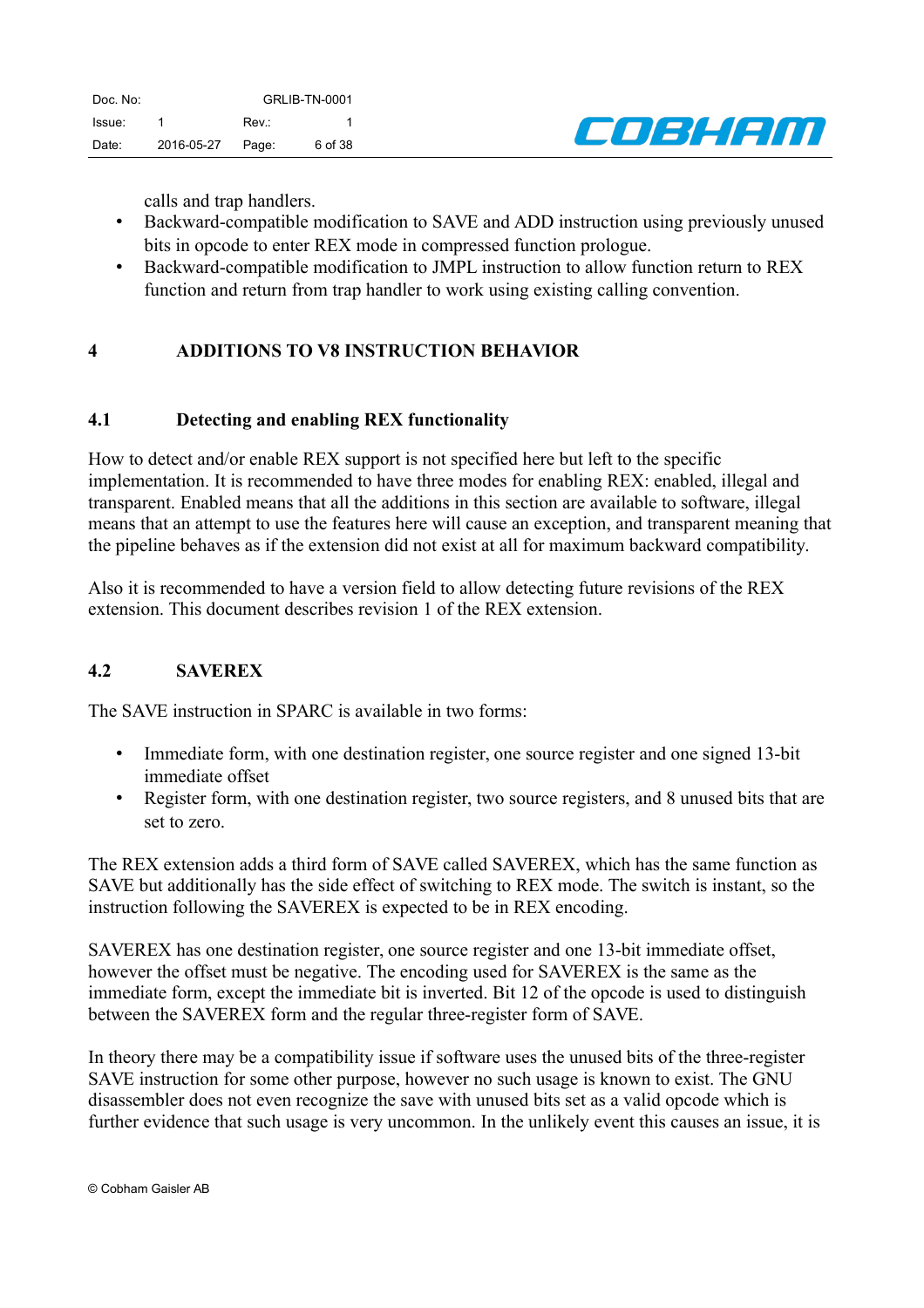calls and trap handlers.

- Backward-compatible modification to SAVE and ADD instruction using previously unused bits in opcode to enter REX mode in compressed function prologue.
- Backward-compatible modification to JMPL instruction to allow function return to REX function and return from trap handler to work using existing calling convention.

# 4 ADDITIONS TO V8 INSTRUCTION BEHAVIOR

## 4.1 Detecting and enabling REX functionality

How to detect and/or enable REX support is not specified here but left to the specific implementation. It is recommended to have three modes for enabling REX: enabled, illegal and transparent. Enabled means that all the additions in this section are available to software, illegal means that an attempt to use the features here will cause an exception, and transparent meaning that the pipeline behaves as if the extension did not exist at all for maximum backward compatibility.

Also it is recommended to have a version field to allow detecting future revisions of the REX extension. This document describes revision 1 of the REX extension.

## 4.2 SAVEREX

The SAVE instruction in SPARC is available in two forms:

- Immediate form, with one destination register, one source register and one signed 13-bit immediate offset
- Register form, with one destination register, two source registers, and 8 unused bits that are set to zero.

The REX extension adds a third form of SAVE called SAVEREX, which has the same function as SAVE but additionally has the side effect of switching to REX mode. The switch is instant, so the instruction following the SAVEREX is expected to be in REX encoding.

SAVEREX has one destination register, one source register and one 13-bit immediate offset, however the offset must be negative. The encoding used for SAVEREX is the same as the immediate form, except the immediate bit is inverted. Bit 12 of the opcode is used to distinguish between the SAVEREX form and the regular three-register form of SAVE.

In theory there may be a compatibility issue if software uses the unused bits of the three-register SAVE instruction for some other purpose, however no such usage is known to exist. The GNU disassembler does not even recognize the save with unused bits set as a valid opcode which is further evidence that such usage is very uncommon. In the unlikely event this causes an issue, it is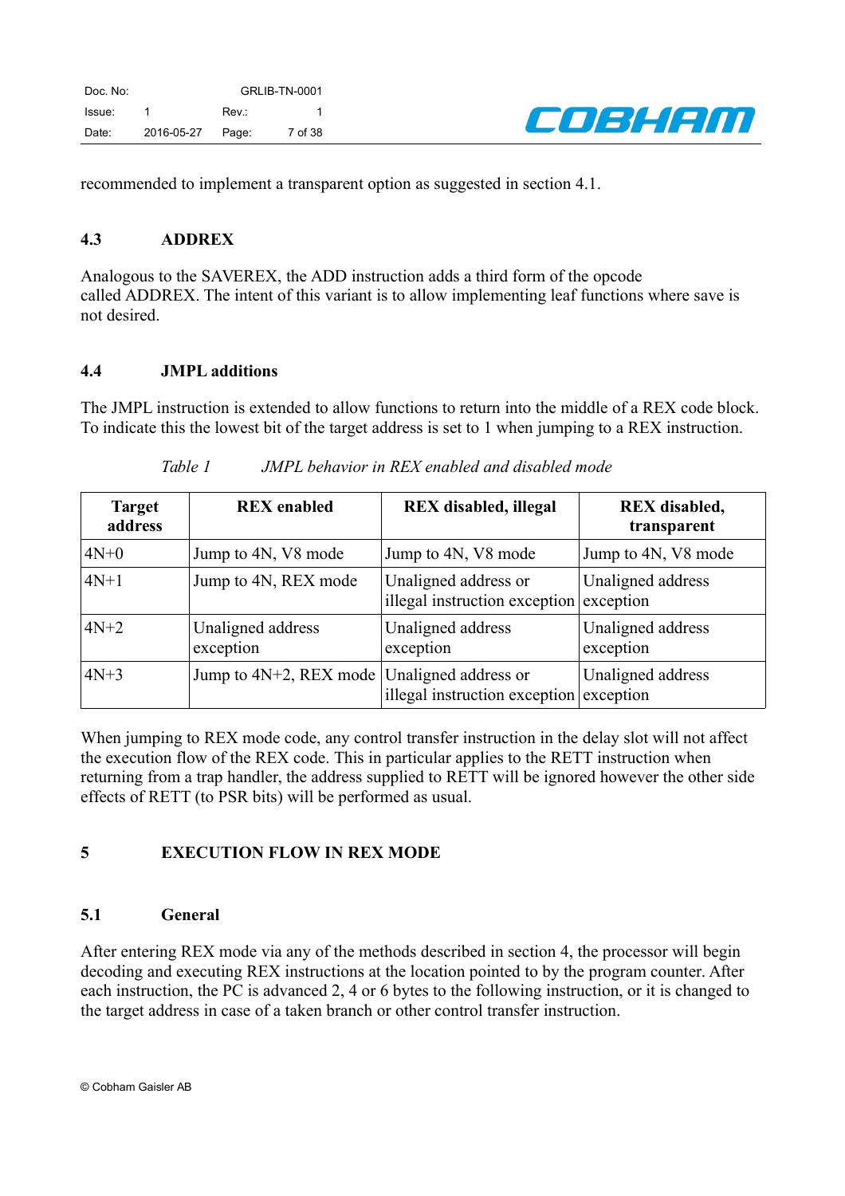recommended to implement a transparent option as suggested in section 4.1.

### 4.3 ADDREX

Analogous to the SAVEREX, the ADD instruction adds a third form of the opcode called ADDREX. The intent of this variant is to allow implementing leaf functions where save is not desired.

### 4.4 JMPL additions

The JMPL instruction is extended to allow functions to return into the middle of a REX code block. To indicate this the lowest bit of the target address is set to 1 when jumping to a REX instruction.

*Table 1 JMPL behavior in REX enabled and disabled mode*

| Target address | REX enabled | REX disabled, illegal | REX disabled, transparent |
|---|---|---|---|
| 4N+0 | Jump to 4N, V8 mode | Jump to 4N, V8 mode | Jump to 4N, V8 mode |
| 4N+1 | Jump to 4N, REX mode | Unaligned address or illegal instruction exception | Unaligned address exception |
| 4N+2 | Unaligned address exception | Unaligned address exception | Unaligned address exception |
| 4N+3 | Jump to 4N+2, REX mode | Unaligned address or illegal instruction exception | Unaligned address exception |

When jumping to REX mode code, any control transfer instruction in the delay slot will not affect the execution flow of the REX code. This in particular applies to the RETT instruction when returning from a trap handler, the address supplied to RETT will be ignored however the other side effects of RETT (to PSR bits) will be performed as usual.

# 5 EXECUTION FLOW IN REX MODE

## 5.1 General

After entering REX mode via any of the methods described in section 4, the processor will begin decoding and executing REX instructions at the location pointed to by the program counter. After each instruction, the PC is advanced 2, 4 or 6 bytes to the following instruction, or it is changed to the target address in case of a taken branch or other control transfer instruction.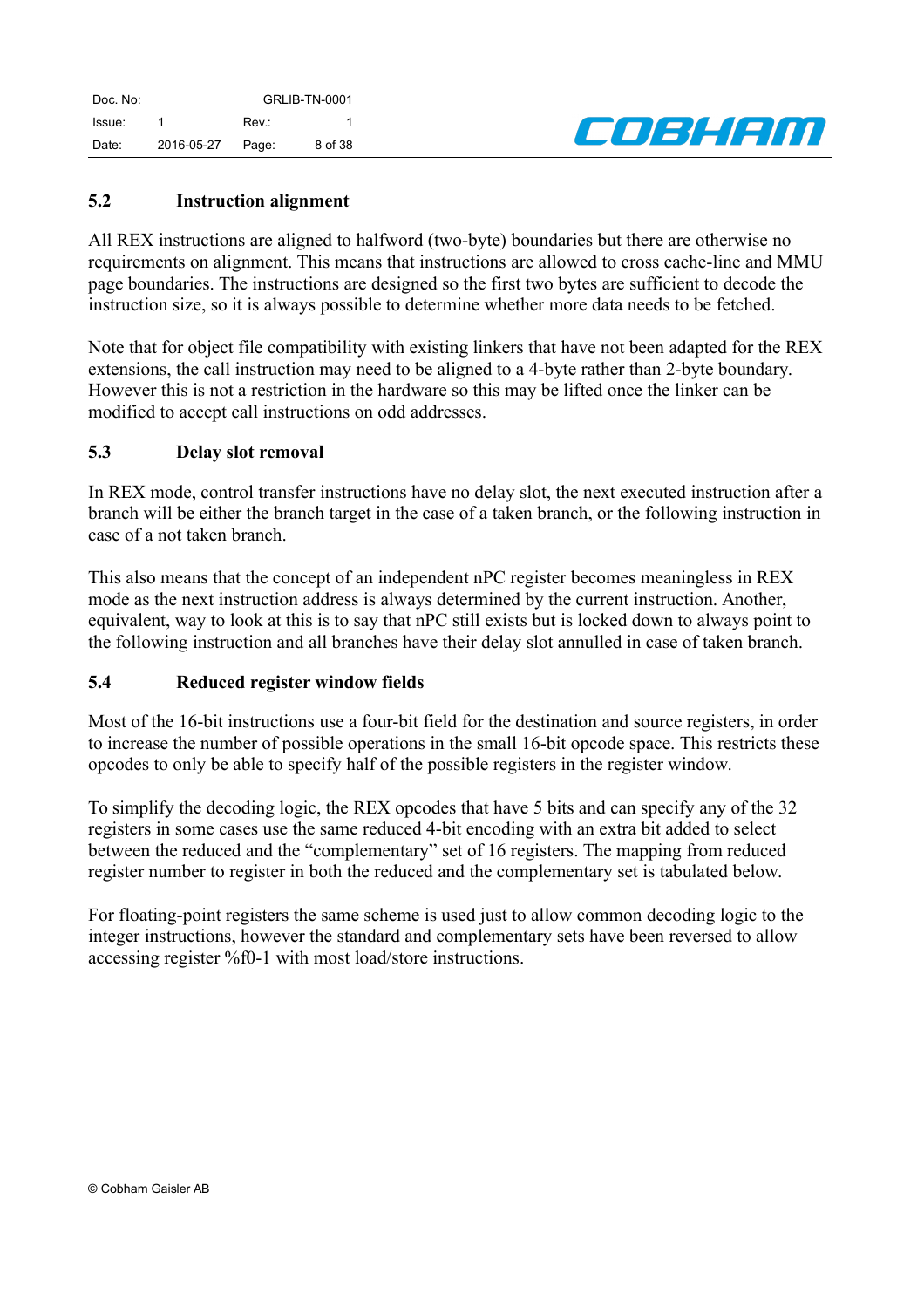### 5.2 Instruction alignment

All REX instructions are aligned to halfword (two-byte) boundaries but there are otherwise no requirements on alignment. This means that instructions are allowed to cross cache-line and MMU page boundaries. The instructions are designed so the first two bytes are sufficient to decode the instruction size, so it is always possible to determine whether more data needs to be fetched.

Note that for object file compatibility with existing linkers that have not been adapted for the REX extensions, the call instruction may need to be aligned to a 4-byte rather than 2-byte boundary. However this is not a restriction in the hardware so this may be lifted once the linker can be modified to accept call instructions on odd addresses.

### 5.3 Delay slot removal

In REX mode, control transfer instructions have no delay slot, the next executed instruction after a branch will be either the branch target in the case of a taken branch, or the following instruction in case of a not taken branch.

This also means that the concept of an independent nPC register becomes meaningless in REX mode as the next instruction address is always determined by the current instruction. Another, equivalent, way to look at this is to say that nPC still exists but is locked down to always point to the following instruction and all branches have their delay slot annulled in case of taken branch.

### 5.4 Reduced register window fields

Most of the 16-bit instructions use a four-bit field for the destination and source registers, in order to increase the number of possible operations in the small 16-bit opcode space. This restricts these opcodes to only be able to specify half of the possible registers in the register window.

To simplify the decoding logic, the REX opcodes that have 5 bits and can specify any of the 32 registers in some cases use the same reduced 4-bit encoding with an extra bit added to select between the reduced and the “complementary” set of 16 registers. The mapping from reduced register number to register in both the reduced and the complementary set is tabulated below.

For floating-point registers the same scheme is used just to allow common decoding logic to the integer instructions, however the standard and complementary sets have been reversed to allow accessing register %f0-1 with most load/store instructions.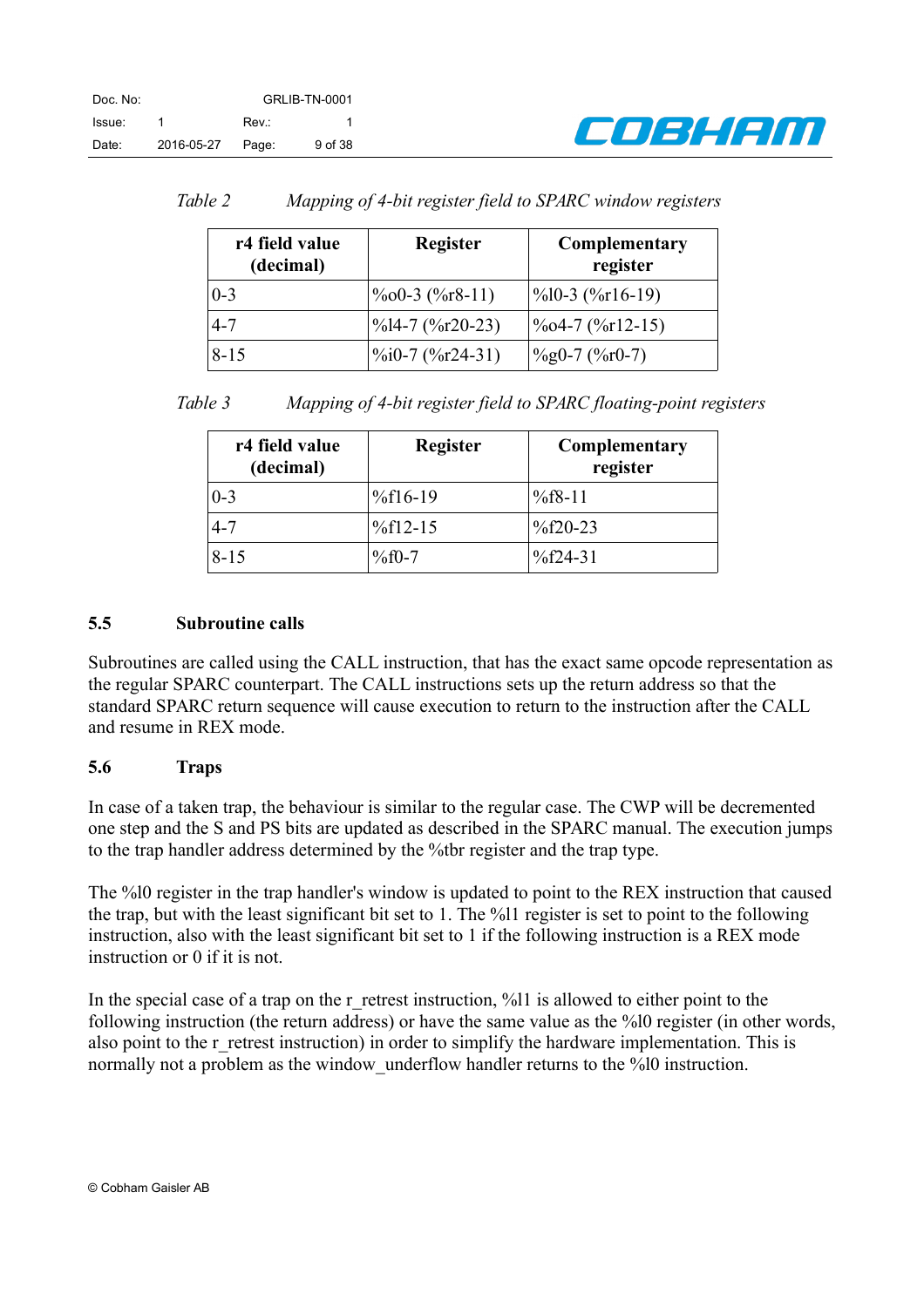*Table 2 Mapping of 4-bit register field to SPARC window registers*

| r4 field value (decimal) | Register | Complementary register |
|---|---|---|
| 0-3 | %o0-3 (%r8-11) | %l0-3 (%r16-19) |
| 4-7 | %l4-7 (%r20-23) | %o4-7 (%r12-15) |
| 8-15 | %i0-7 (%r24-31) | %g0-7 (%r0-7) |

*Table 3 Mapping of 4-bit register field to SPARC floating-point registers*

| r4 field value (decimal) | Register | Complementary register |
|---|---|---|
| 0-3 | %f16-19 | %f8-11 |
| 4-7 | %f12-15 | %f20-23 |
| 8-15 | %f0-7 | %f24-31 |

### 5.5 Subroutine calls

Subroutines are called using the CALL instruction, that has the exact same opcode representation as the regular SPARC counterpart. The CALL instructions sets up the return address so that the standard SPARC return sequence will cause execution to return to the instruction after the CALL and resume in REX mode.

### 5.6 Traps

In case of a taken trap, the behaviour is similar to the regular case. The CWP will be decremented one step and the S and PS bits are updated as described in the SPARC manual. The execution jumps to the trap handler address determined by the %tbr register and the trap type.

The %l0 register in the trap handler's window is updated to point to the REX instruction that caused the trap, but with the least significant bit set to 1. The %l1 register is set to point to the following instruction, also with the least significant bit set to 1 if the following instruction is a REX mode instruction or 0 if it is not.

In the special case of a trap on the r_retrest instruction, %l1 is allowed to either point to the following instruction (the return address) or have the same value as the %l0 register (in other words, also point to the r_retrest instruction) in order to simplify the hardware implementation. This is normally not a problem as the window_underflow handler returns to the %l0 instruction.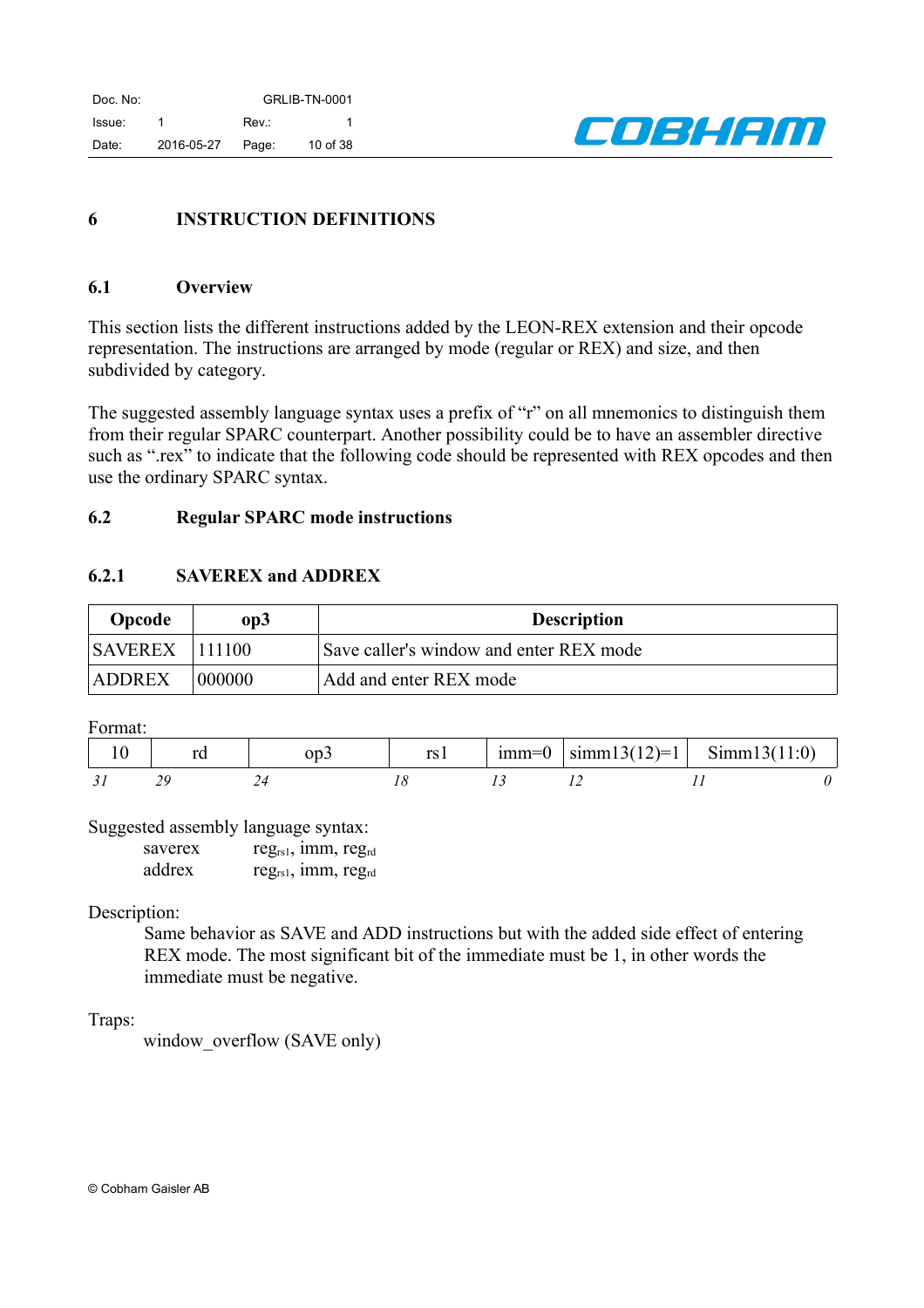# 6 INSTRUCTION DEFINITIONS

## 6.1 Overview

This section lists the different instructions added by the LEON-REX extension and their opcode representation. The instructions are arranged by mode (regular or REX) and size, and then subdivided by category.

The suggested assembly language syntax uses a prefix of "r" on all mnemonics to distinguish them from their regular SPARC counterpart. Another possibility could be to have an assembler directive such as ".rex" to indicate that the following code should be represented with REX opcodes and then use the ordinary SPARC syntax.

## 6.2 Regular SPARC mode instructions

### 6.2.1 SAVEREX and ADDREX

| Opcode | op3 | Description |
|---|---|---|
| SAVEREX | 111100 | Save caller's window and enter REX mode |
| ADDREX | 000000 | Add and enter REX mode |

Format:

| 10 | rd | op3 | rs1 | imm=0 | simm13(12)=1 | Simm13(11:0) |
|---|---|---|---|---|---|---|
| *31* | *29* | *24* | *18* | *13* | *12* | *11* *0* |

Suggested assembly language syntax:

saverex $reg_{rs1}$, imm, $reg_{rd}$
addrex $reg_{rs1}$, imm, $reg_{rd}$

Description:

Same behavior as SAVE and ADD instructions but with the added side effect of entering REX mode. The most significant bit of the immediate must be 1, in other words the immediate must be negative.

Traps:

window_overflow (SAVE only)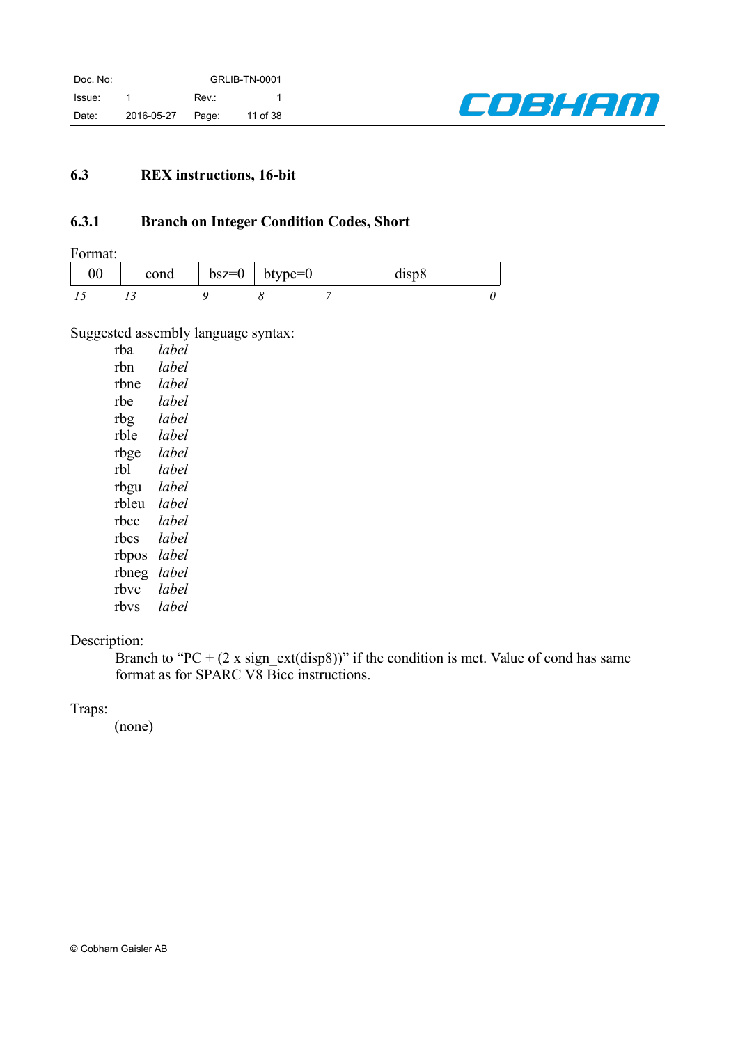## 6.3 REX instructions, 16-bit

### 6.3.1 Branch on Integer Condition Codes, Short

Format:

| 00 | cond | bsz=0 | btype=0 | disp8 |
|---|---|---|---|---|
| *15* | *13* | *9* | *8* | *7* ... *0* |

Suggested assembly language syntax:

```
rba    label
rbn    label
rbne   label
rbe    label
rbg    label
rble   label
rbge   label
rbl    label
rbgu   label
rbleu  label
rbcc   label
rbcs   label
rbpos  label
rbneg  label
rbvc   label
rbvs   label
```

Description:

Branch to “PC + (2 x sign_ext(disp8))” if the condition is met. Value of cond has same format as for SPARC V8 Bicc instructions.

Traps:

(none)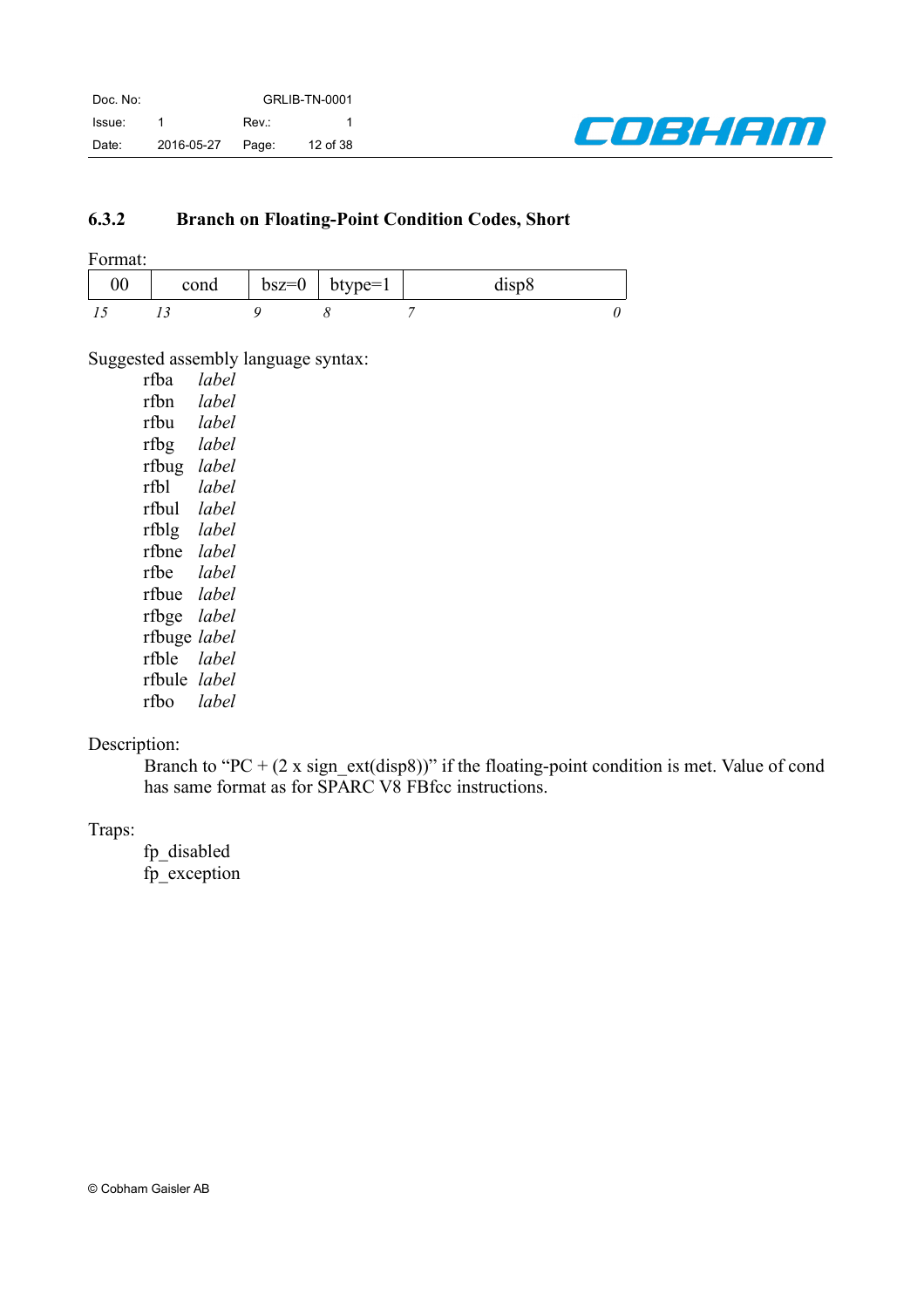### 6.3.2 Branch on Floating-Point Condition Codes, Short

Format:

| 00 | cond | bsz=0 | btype=1 | disp8 |
|---|---|---|---|---|
| *15* | *13* | *9* | *8* | *7* ... *0* |

Suggested assembly language syntax:

```
rfba    label
rfbn    label
rfbu    label
rfbg    label
rfbug   label
rfbl    label
rfbul   label
rfblg   label
rfbne   label
rfbe    label
rfbue   label
rfbge   label
rfbuge  label
rfble   label
rfbule  label
rfbo    label
```

Description:

Branch to "PC + (2 x sign_ext(disp8))" if the floating-point condition is met. Value of cond has same format as for SPARC V8 FBfcc instructions.

Traps:

fp_disabled
fp_exception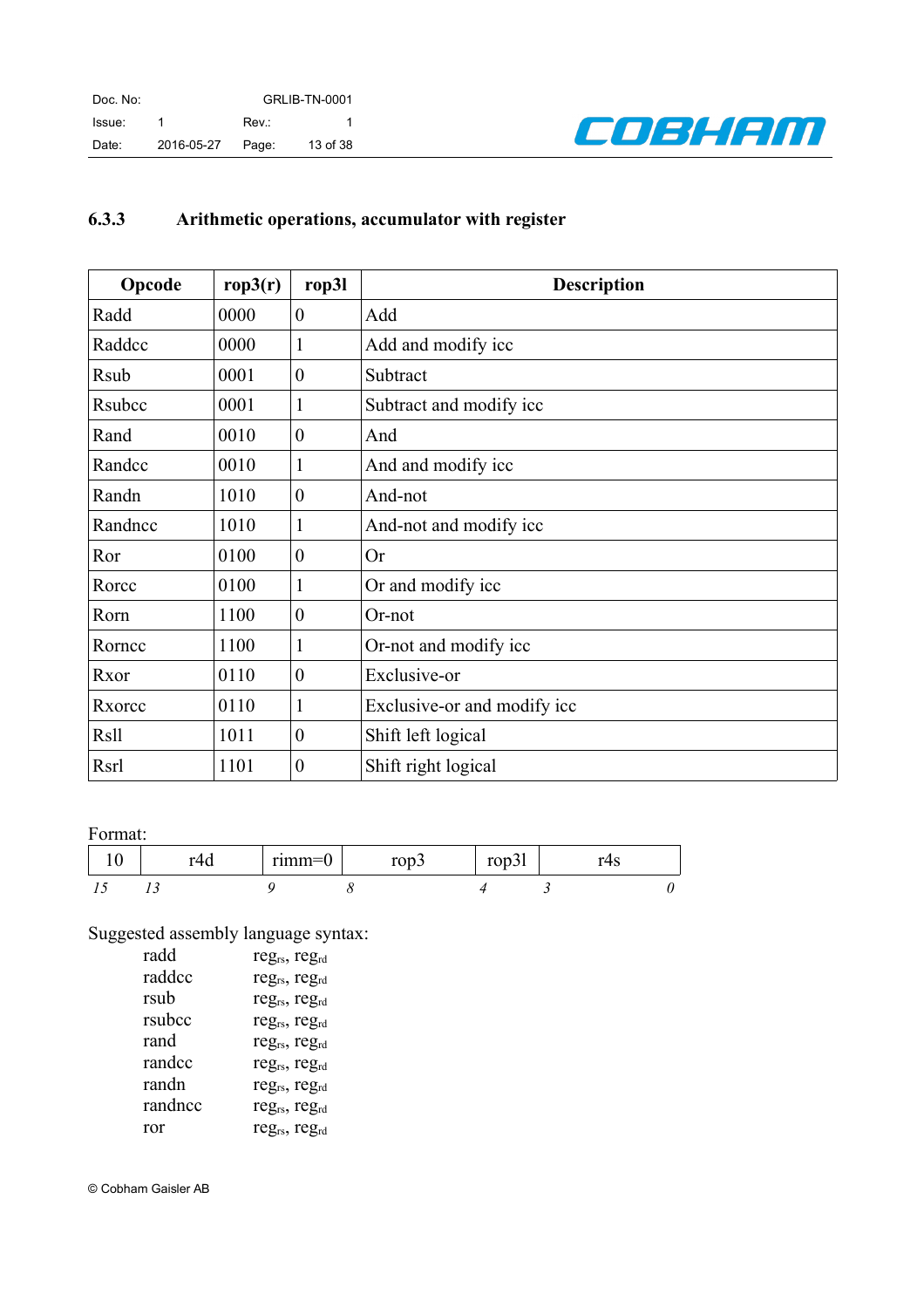### 6.3.3 Arithmetic operations, accumulator with register

| Opcode | rop3(r) | rop3l | Description |
|---|---|---|---|
| Radd | 0000 | 0 | Add |
| Raddcc | 0000 | 1 | Add and modify icc |
| Rsub | 0001 | 0 | Subtract |
| Rsubcc | 0001 | 1 | Subtract and modify icc |
| Rand | 0010 | 0 | And |
| Randcc | 0010 | 1 | And and modify icc |
| Randn | 1010 | 0 | And-not |
| Randncc | 1010 | 1 | And-not and modify icc |
| Ror | 0100 | 0 | Or |
| Rorcc | 0100 | 1 | Or and modify icc |
| Rorn | 1100 | 0 | Or-not |
| Rorncc | 1100 | 1 | Or-not and modify icc |
| Rxor | 0110 | 0 | Exclusive-or |
| Rxorcc | 0110 | 1 | Exclusive-or and modify icc |
| Rsll | 1011 | 0 | Shift left logical |
| Rsrl | 1101 | 0 | Shift right logical |

Format:

| 10 | r4d | rimm=0 | rop3 | rop3l | r4s |
|---|---|---|---|---|---|
| *15* | *13* | *9* | *8* | *4* | *3* ... *0* |

Suggested assembly language syntax:

| | |
|---|---|
| radd | $reg_{rs}$, $reg_{rd}$ |
| raddcc | $reg_{rs}$, $reg_{rd}$ |
| rsub | $reg_{rs}$, $reg_{rd}$ |
| rsubcc | $reg_{rs}$, $reg_{rd}$ |
| rand | $reg_{rs}$, $reg_{rd}$ |
| randcc | $reg_{rs}$, $reg_{rd}$ |
| randn | $reg_{rs}$, $reg_{rd}$ |
| randncc | $reg_{rs}$, $reg_{rd}$ |
| ror | $reg_{rs}$, $reg_{rd}$ |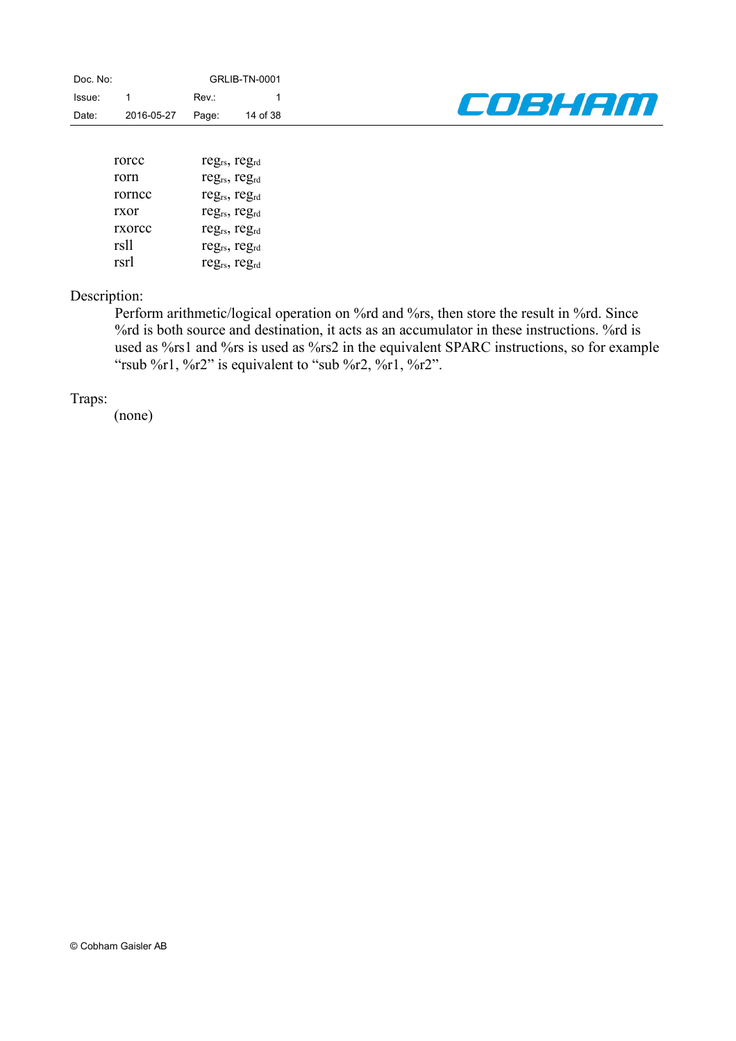| | |
|---|---|
| rorcc | $reg_{rs}$, $reg_{rd}$ |
| rorn | $reg_{rs}$, $reg_{rd}$ |
| rorncc | $reg_{rs}$, $reg_{rd}$ |
| rxor | $reg_{rs}$, $reg_{rd}$ |
| rxorcc | $reg_{rs}$, $reg_{rd}$ |
| rsll | $reg_{rs}$, $reg_{rd}$ |
| rsrl | $reg_{rs}$, $reg_{rd}$ |

Description:

Perform arithmetic/logical operation on %rd and %rs, then store the result in %rd. Since %rd is both source and destination, it acts as an accumulator in these instructions. %rd is used as %rs1 and %rs is used as %rs2 in the equivalent SPARC instructions, so for example "rsub %r1, %r2" is equivalent to "sub %r2, %r1, %r2".

Traps:

(none)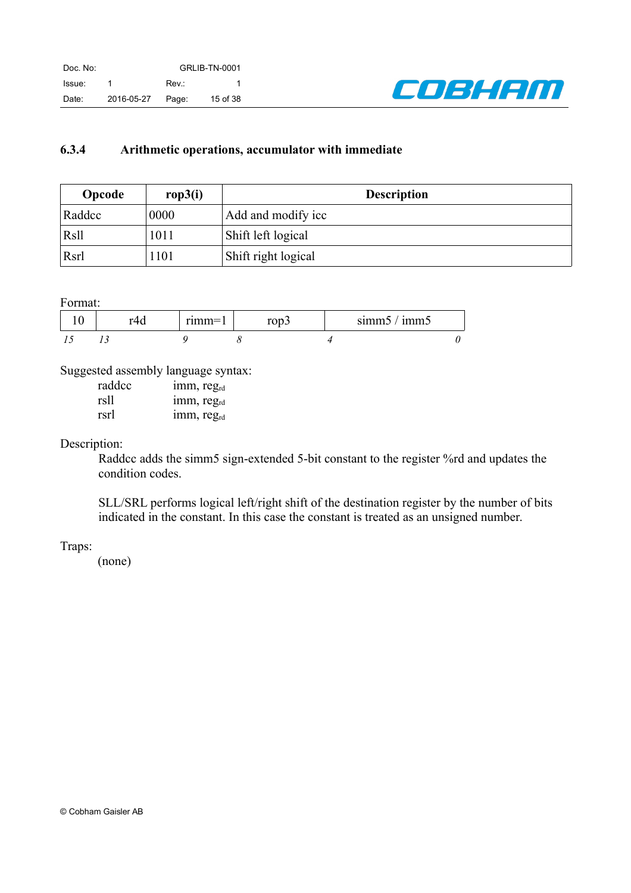### 6.3.4 Arithmetic operations, accumulator with immediate

| Opcode | rop3(i) | Description |
|---|---|---|
| Raddcc | 0000 | Add and modify icc |
| Rsll | 1011 | Shift left logical |
| Rsrl | 1101 | Shift right logical |

Format:

| 10 | r4d | rimm=1 | rop3 | simm5 / imm5 |
|---|---|---|---|---|
| *15* | *13* | *9* | *8* | *4* ... *0* |

Suggested assembly language syntax:

```
raddcc    imm, reg_rd
rsll      imm, reg_rd
rsrl      imm, reg_rd
```

Description:

Raddcc adds the simm5 sign-extended 5-bit constant to the register %rd and updates the condition codes.

SLL/SRL performs logical left/right shift of the destination register by the number of bits indicated in the constant. In this case the constant is treated as an unsigned number.

Traps:

(none)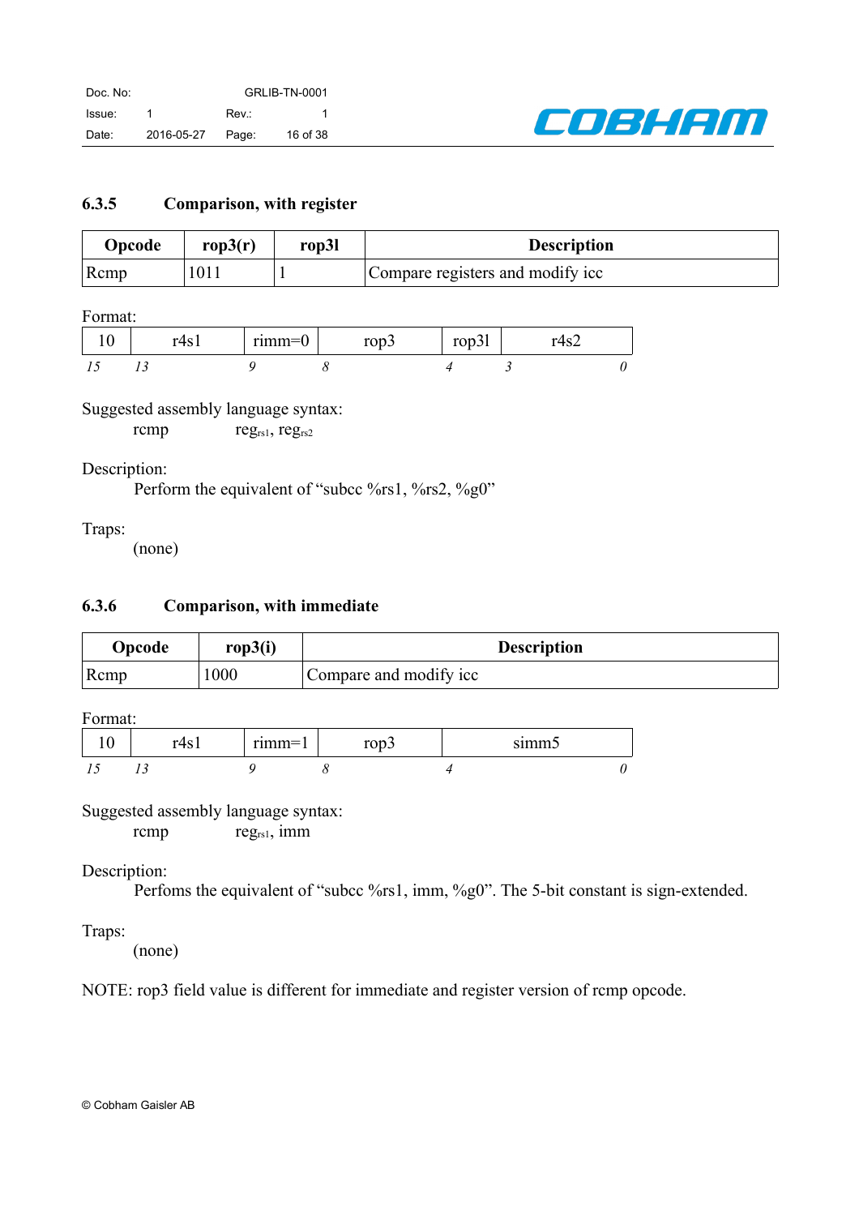### 6.3.5 Comparison, with register

| Opcode | rop3(r) | rop3l | Description |
|---|---|---|---|
| Rcmp | 1011 | 1 | Compare registers and modify icc |

Format:

| 10 | r4s1 | rimm=0 | rop3 | rop3l | r4s2 |
|---|---|---|---|---|---|
| *15* | *13* | *9* | *8* | *4* | *3 0* |

Suggested assembly language syntax:

rcmp $reg_{rs1}$, $reg_{rs2}$

Description:

Perform the equivalent of "subcc %rs1, %rs2, %g0"

Traps:

(none)

### 6.3.6 Comparison, with immediate

| Opcode | rop3(i) | Description |
|---|---|---|
| Rcmp | 1000 | Compare and modify icc |

Format:

| 10 | r4s1 | rimm=1 | rop3 | simm5 |
|---|---|---|---|---|
| *15* | *13* | *9* | *8* | *4 0* |

Suggested assembly language syntax:

rcmp $reg_{rs1}$, imm

Description:

Perfoms the equivalent of "subcc %rs1, imm, %g0". The 5-bit constant is sign-extended.

Traps:

(none)

NOTE: rop3 field value is different for immediate and register version of rcmp opcode.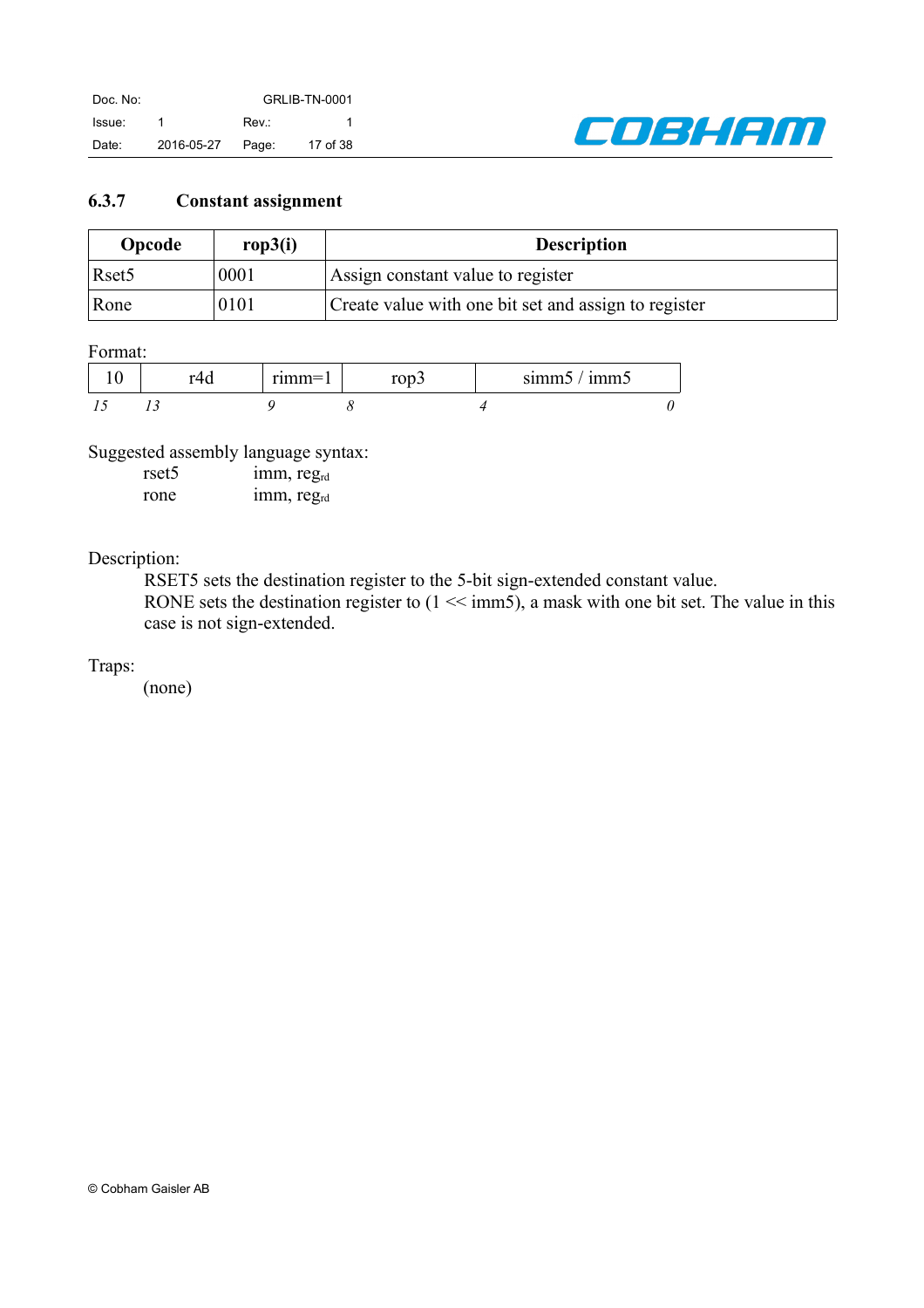### 6.3.7 Constant assignment

| Opcode | rop3(i) | Description |
|---|---|---|
| Rset5 | 0001 | Assign constant value to register |
| Rone | 0101 | Create value with one bit set and assign to register |

Format:

| 10 | r4d | rimm=1 | rop3 | simm5 / imm5 |
|---|---|---|---|---|
| *15* | *13* | *9* | *8* | *4* ... *0* |

Suggested assembly language syntax:

```
rset5    imm, reg_rd
rone     imm, reg_rd
```

Description:

RSET5 sets the destination register to the 5-bit sign-extended constant value.
RONE sets the destination register to (1 << imm5), a mask with one bit set. The value in this case is not sign-extended.

Traps:

(none)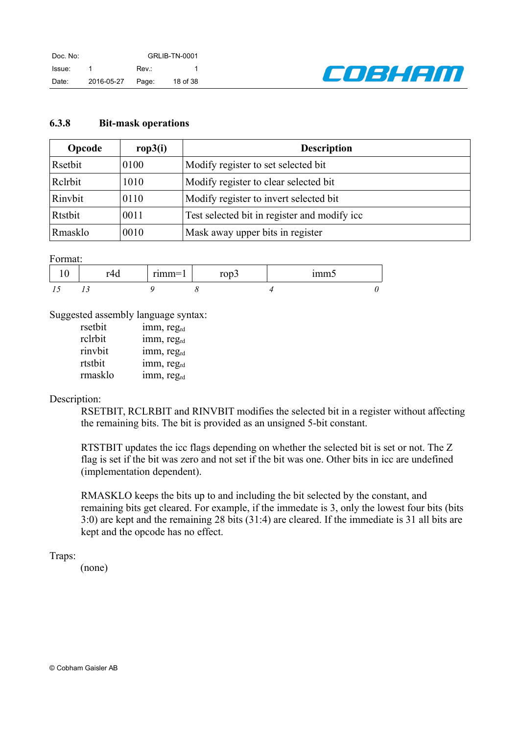### 6.3.8 Bit-mask operations

| Opcode | rop3(i) | Description |
|---|---|---|
| Rsetbit | 0100 | Modify register to set selected bit |
| Rclrbit | 1010 | Modify register to clear selected bit |
| Rinvbit | 0110 | Modify register to invert selected bit |
| Rtstbit | 0011 | Test selected bit in register and modify icc |
| Rmasklo | 0010 | Mask away upper bits in register |

Format:

| 10 | r4d | rimm=1 | rop3 | imm5 |
|---|---|---|---|---|
| *15* | *13* | *9* | *8* | *4 ... 0* |

Suggested assembly language syntax:

rsetbit imm, $reg_{rd}$
rclrbit imm, $reg_{rd}$
rinvbit imm, $reg_{rd}$
rtstbit imm, $reg_{rd}$
rmasklo imm, $reg_{rd}$

Description:

RSETBIT, RCLRBIT and RINVBIT modifies the selected bit in a register without affecting the remaining bits. The bit is provided as an unsigned 5-bit constant.

RTSTBIT updates the icc flags depending on whether the selected bit is set or not. The Z flag is set if the bit was zero and not set if the bit was one. Other bits in icc are undefined (implementation dependent).

RMASKLO keeps the bits up to and including the bit selected by the constant, and remaining bits get cleared. For example, if the immedate is 3, only the lowest four bits (bits 3:0) are kept and the remaining 28 bits (31:4) are cleared. If the immediate is 31 all bits are kept and the opcode has no effect.

Traps:

(none)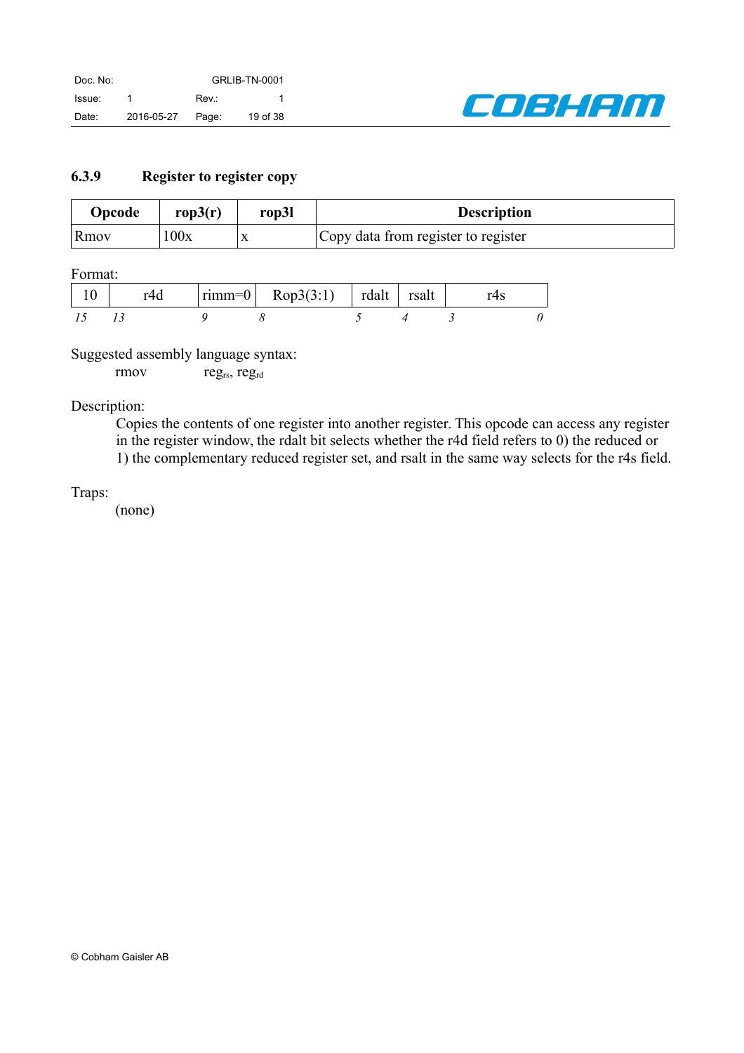### 6.3.9 Register to register copy

| Opcode | rop3(r) | rop3l | Description |
|---|---|---|---|
| Rmov | 100x | x | Copy data from register to register |

Format:

| 10 | r4d | rimm=0 | Rop3(3:1) | rdalt | rsalt | r4s |
|---|---|---|---|---|---|---|
| *15* | *13* | *9* | *8* | *5* | *4* | *3 0* |

Suggested assembly language syntax:

rmov $reg_{rs}$, $reg_{rd}$

Description:

Copies the contents of one register into another register. This opcode can access any register in the register window, the rdalt bit selects whether the r4d field refers to 0) the reduced or 1) the complementary reduced register set, and rsalt in the same way selects for the r4s field.

Traps:

(none)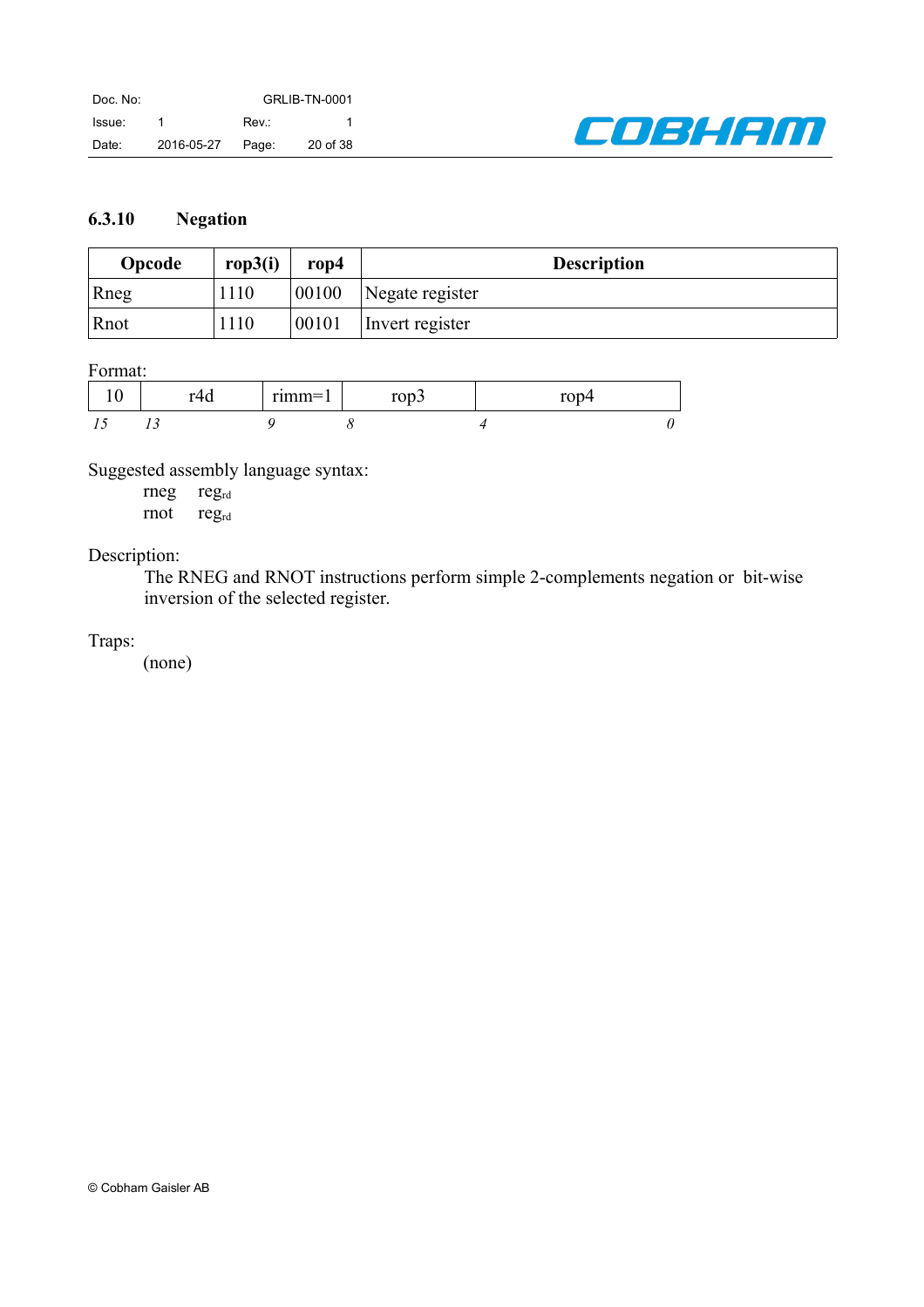### 6.3.10 Negation

| Opcode | rop3(i) | rop4 | Description |
|---|---|---|---|
| Rneg | 1110 | 00100 | Negate register |
| Rnot | 1110 | 00101 | Invert register |

Format:

| 10 | r4d | rimm=1 | rop3 | rop4 |
|---|---|---|---|---|
| *15* | *13* | *9* | *8* | *4* ... *0* |

Suggested assembly language syntax:

rneg $reg_{rd}$
rnot $reg_{rd}$

Description:

The RNEG and RNOT instructions perform simple 2-complements negation or bit-wise inversion of the selected register.

Traps:

(none)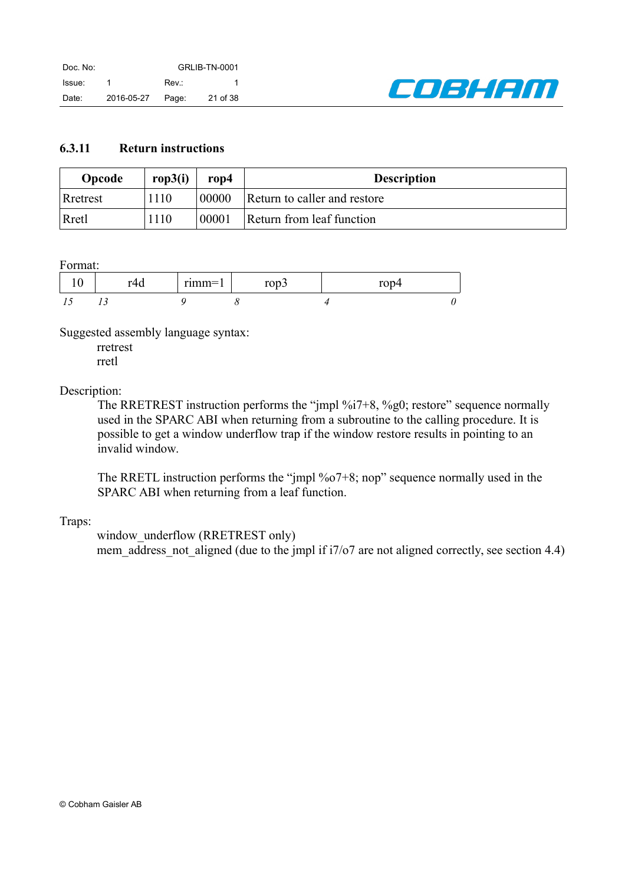### 6.3.11 Return instructions

| Opcode | rop3(i) | rop4 | Description |
|---|---|---|---|
| Rretrest | 1110 | 00000 | Return to caller and restore |
| Rretl | 1110 | 00001 | Return from leaf function |

Format:

| 10 | r4d | rimm=1 | rop3 | rop4 |
|---|---|---|---|---|
| *15* | *13* | *9* | *8* | *4* ... *0* |

Suggested assembly language syntax:

```
rretrest
rretl
```

Description:

The RRETREST instruction performs the “jmpl %i7+8, %g0; restore” sequence normally used in the SPARC ABI when returning from a subroutine to the calling procedure. It is possible to get a window underflow trap if the window restore results in pointing to an invalid window.

The RRETL instruction performs the “jmpl %o7+8; nop” sequence normally used in the SPARC ABI when returning from a leaf function.

Traps:

window_underflow (RRETREST only)
mem_address_not_aligned (due to the jmpl if i7/o7 are not aligned correctly, see section 4.4)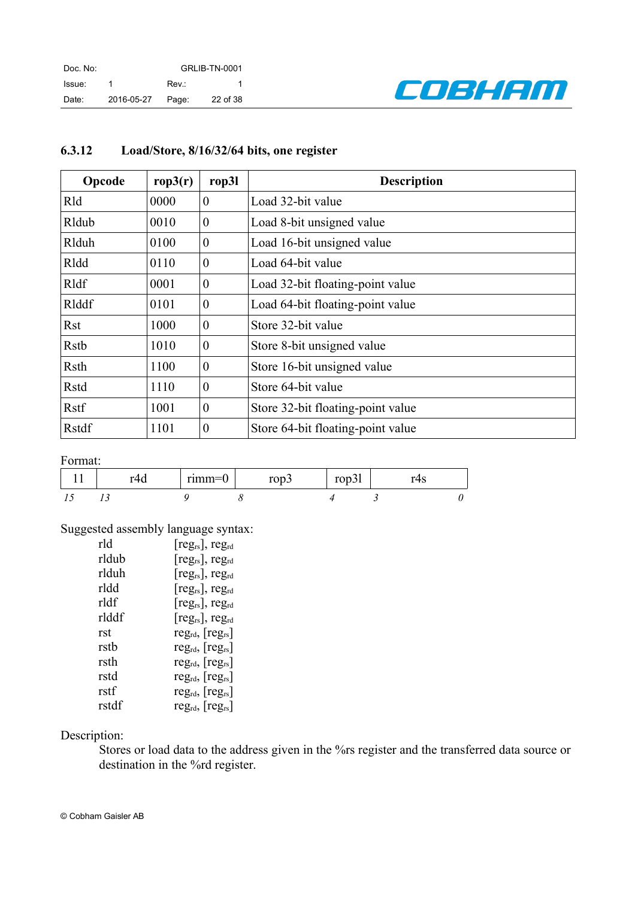### 6.3.12 Load/Store, 8/16/32/64 bits, one register

| Opcode | rop3(r) | rop3l | Description |
|---|---|---|---|
| Rld | 0000 | 0 | Load 32-bit value |
| Rldub | 0010 | 0 | Load 8-bit unsigned value |
| Rlduh | 0100 | 0 | Load 16-bit unsigned value |
| Rldd | 0110 | 0 | Load 64-bit value |
| Rldf | 0001 | 0 | Load 32-bit floating-point value |
| Rlddf | 0101 | 0 | Load 64-bit floating-point value |
| Rst | 1000 | 0 | Store 32-bit value |
| Rstb | 1010 | 0 | Store 8-bit unsigned value |
| Rsth | 1100 | 0 | Store 16-bit unsigned value |
| Rstd | 1110 | 0 | Store 64-bit value |
| Rstf | 1001 | 0 | Store 32-bit floating-point value |
| Rstdf | 1101 | 0 | Store 64-bit floating-point value |

Format:

| 11 | r4d | rimm=0 | rop3 | rop3l | r4s |
|---|---|---|---|---|---|
| *15* | *13* | *9* | *8* | *4* | *3 0* |

Suggested assembly language syntax:

| | |
|---|---|
| rld | [$reg_{rs}$], $reg_{rd}$ |
| rldub | [$reg_{rs}$], $reg_{rd}$ |
| rlduh | [$reg_{rs}$], $reg_{rd}$ |
| rldd | [$reg_{rs}$], $reg_{rd}$ |
| rldf | [$reg_{rs}$], $reg_{rd}$ |
| rlddf | [$reg_{rs}$], $reg_{rd}$ |
| rst | $reg_{rd}$, [$reg_{rs}$] |
| rstb | $reg_{rd}$, [$reg_{rs}$] |
| rsth | $reg_{rd}$, [$reg_{rs}$] |
| rstd | $reg_{rd}$, [$reg_{rs}$] |
| rstf | $reg_{rd}$, [$reg_{rs}$] |
| rstdf | $reg_{rd}$, [$reg_{rs}$] |

Description:

Stores or load data to the address given in the %rs register and the transferred data source or destination in the %rd register.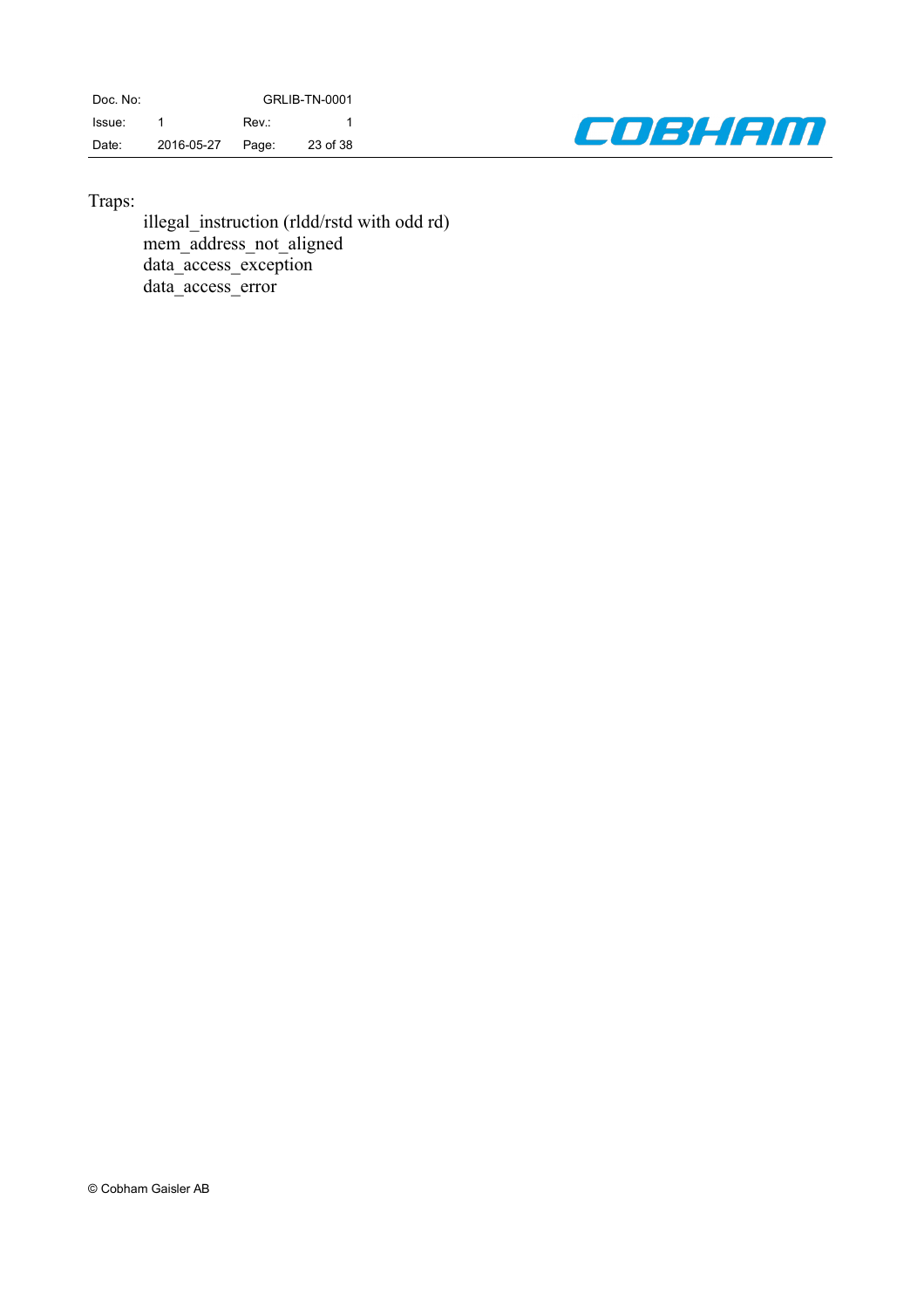Traps:

illegal_instruction (rldd/rstd with odd rd)
mem_address_not_aligned
data_access_exception
data_access_error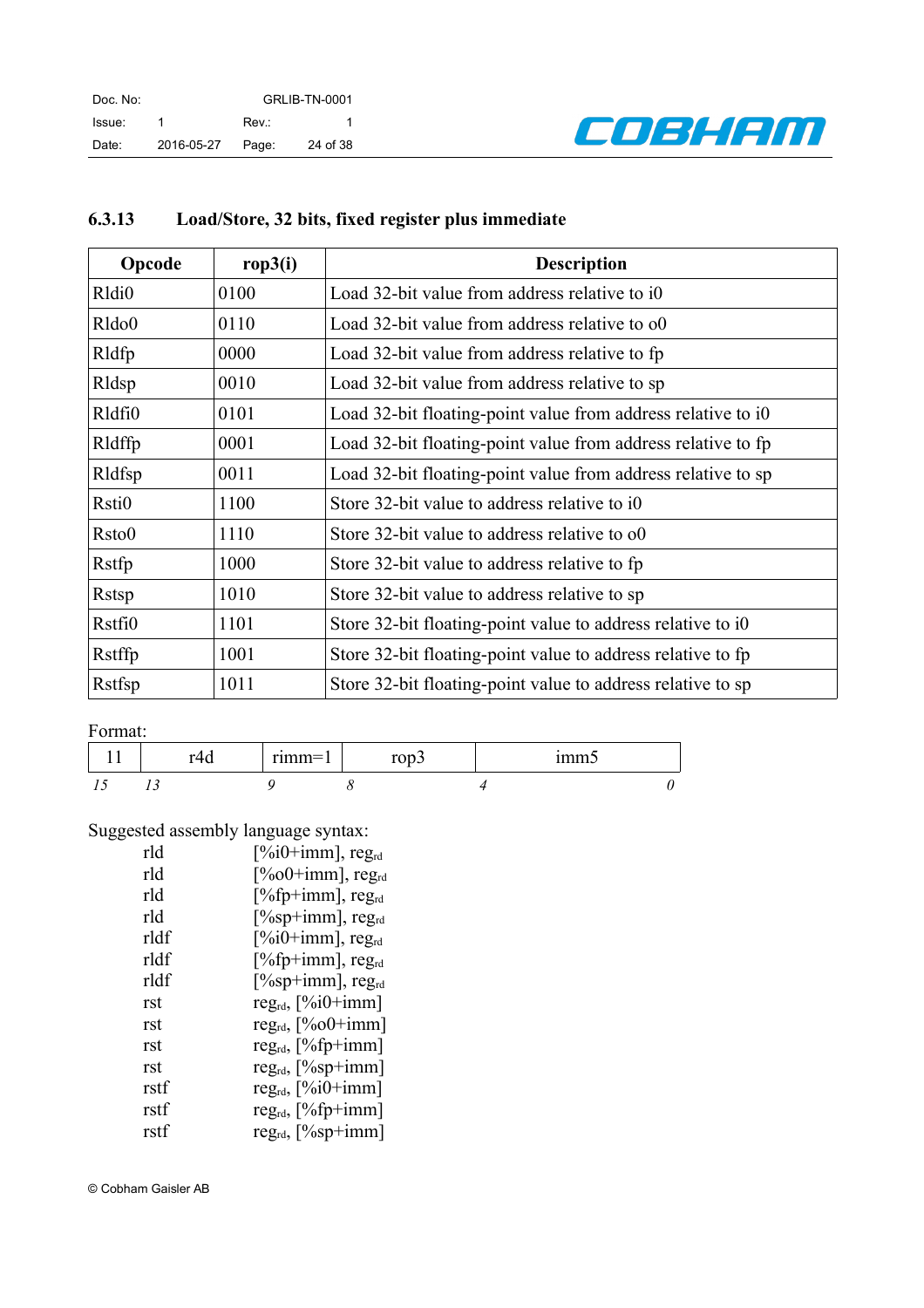### 6.3.13 Load/Store, 32 bits, fixed register plus immediate

| Opcode | rop3(i) | Description |
|---|---|---|
| Rldi0 | 0100 | Load 32-bit value from address relative to i0 |
| Rldo0 | 0110 | Load 32-bit value from address relative to o0 |
| Rldfp | 0000 | Load 32-bit value from address relative to fp |
| Rldsp | 0010 | Load 32-bit value from address relative to sp |
| Rldfi0 | 0101 | Load 32-bit floating-point value from address relative to i0 |
| Rldffp | 0001 | Load 32-bit floating-point value from address relative to fp |
| Rldfsp | 0011 | Load 32-bit floating-point value from address relative to sp |
| Rsti0 | 1100 | Store 32-bit value to address relative to i0 |
| Rsto0 | 1110 | Store 32-bit value to address relative to o0 |
| Rstfp | 1000 | Store 32-bit value to address relative to fp |
| Rstsp | 1010 | Store 32-bit value to address relative to sp |
| Rstfi0 | 1101 | Store 32-bit floating-point value to address relative to i0 |
| Rstffp | 1001 | Store 32-bit floating-point value to address relative to fp |
| Rstfsp | 1011 | Store 32-bit floating-point value to address relative to sp |

Format:

| 11 | r4d | rimm=1 | rop3 | imm5 |
|---|---|---|---|---|
| *15* | *13* | *9* | *8* | *4 … 0* |

Suggested assembly language syntax:

| | |
|---|---|
| rld | [%i0+imm], $reg_{rd}$ |
| rld | [%o0+imm], $reg_{rd}$ |
| rld | [%fp+imm], $reg_{rd}$ |
| rld | [%sp+imm], $reg_{rd}$ |
| rldf | [%i0+imm], $reg_{rd}$ |
| rldf | [%fp+imm], $reg_{rd}$ |
| rldf | [%sp+imm], $reg_{rd}$ |
| rst | $reg_{rd}$, [%i0+imm] |
| rst | $reg_{rd}$, [%o0+imm] |
| rst | $reg_{rd}$, [%fp+imm] |
| rst | $reg_{rd}$, [%sp+imm] |
| rstf | $reg_{rd}$, [%i0+imm] |
| rstf | $reg_{rd}$, [%fp+imm] |
| rstf | $reg_{rd}$, [%sp+imm] |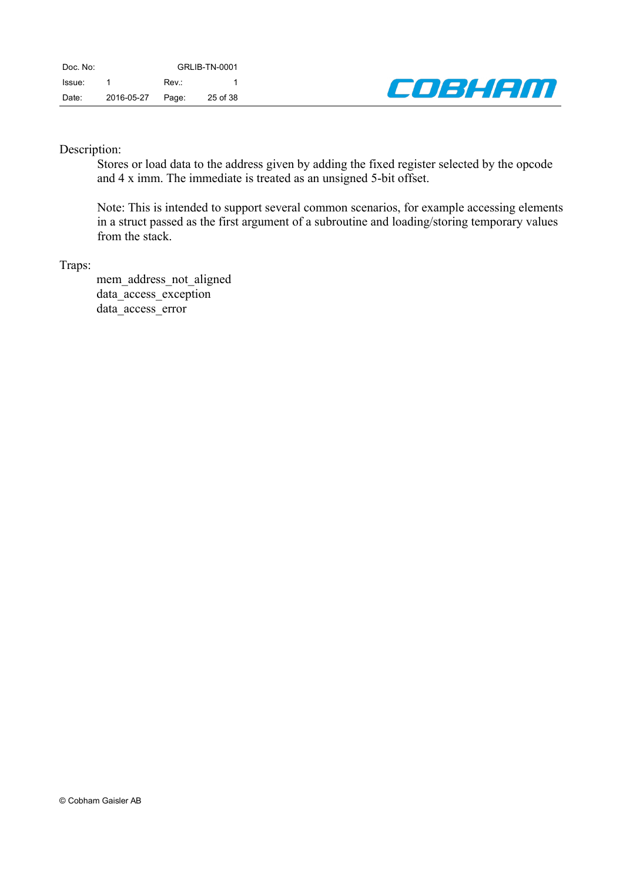Description:

Stores or load data to the address given by adding the fixed register selected by the opcode and 4 x imm. The immediate is treated as an unsigned 5-bit offset.

Note: This is intended to support several common scenarios, for example accessing elements in a struct passed as the first argument of a subroutine and loading/storing temporary values from the stack.

Traps:

mem_address_not_aligned
data_access_exception
data_access_error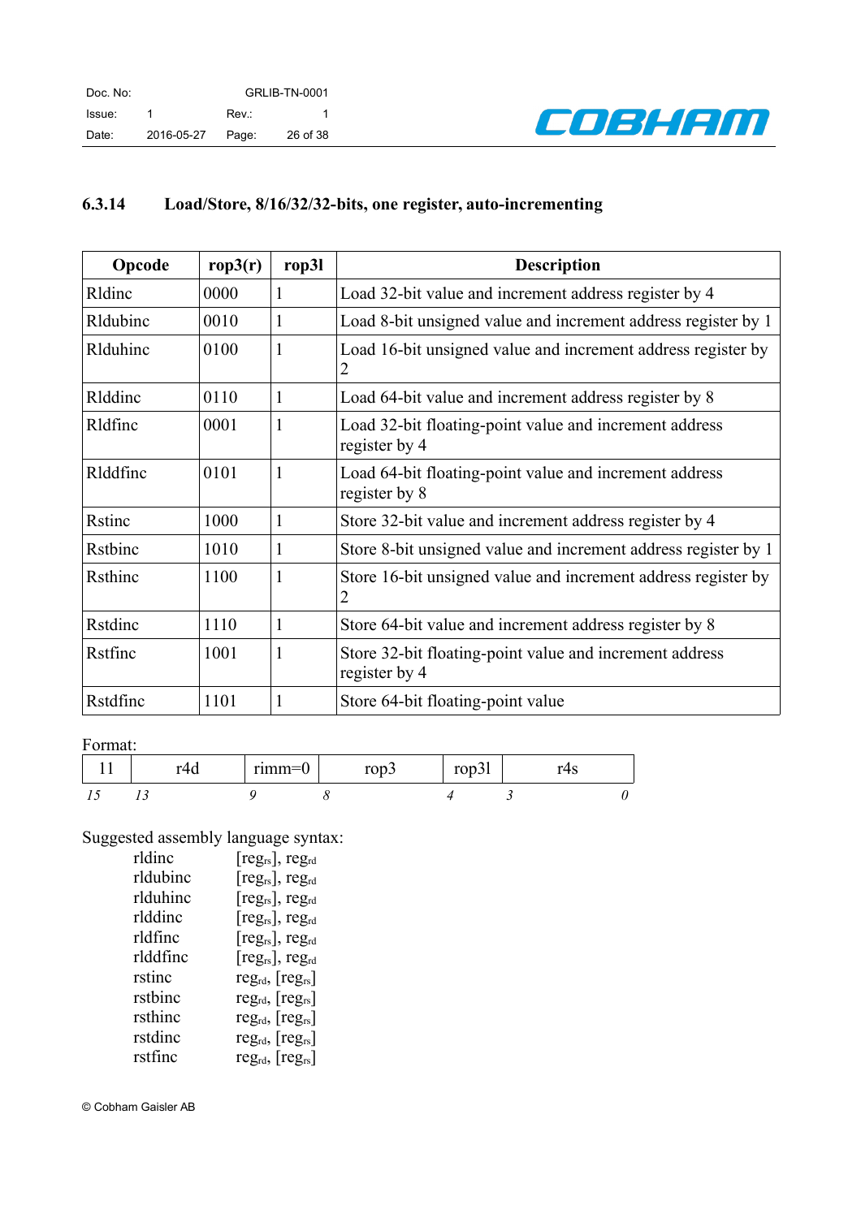### 6.3.14 Load/Store, 8/16/32/32-bits, one register, auto-incrementing

| Opcode | rop3(r) | rop3l | Description |
|---|---|---|---|
| Rldinc | 0000 | 1 | Load 32-bit value and increment address register by 4 |
| Rldubinc | 0010 | 1 | Load 8-bit unsigned value and increment address register by 1 |
| Rlduhinc | 0100 | 1 | Load 16-bit unsigned value and increment address register by 2 |
| Rlddinc | 0110 | 1 | Load 64-bit value and increment address register by 8 |
| Rldfinc | 0001 | 1 | Load 32-bit floating-point value and increment address register by 4 |
| Rlddfinc | 0101 | 1 | Load 64-bit floating-point value and increment address register by 8 |
| Rstinc | 1000 | 1 | Store 32-bit value and increment address register by 4 |
| Rstbinc | 1010 | 1 | Store 8-bit unsigned value and increment address register by 1 |
| Rsthinc | 1100 | 1 | Store 16-bit unsigned value and increment address register by 2 |
| Rstdinc | 1110 | 1 | Store 64-bit value and increment address register by 8 |
| Rstfinc | 1001 | 1 | Store 32-bit floating-point value and increment address register by 4 |
| Rstdfinc | 1101 | 1 | Store 64-bit floating-point value |

Format:

| 11 | r4d | rimm=0 | rop3 | rop3l | r4s |
|---|---|---|---|---|---|
| *15* | *13* | *9* | *8* | *4* | *3 ... 0* |

Suggested assembly language syntax:

| | |
|---|---|
| rldinc | [$reg_{rs}$], $reg_{rd}$ |
| rldubinc | [$reg_{rs}$], $reg_{rd}$ |
| rlduhinc | [$reg_{rs}$], $reg_{rd}$ |
| rlddinc | [$reg_{rs}$], $reg_{rd}$ |
| rldfinc | [$reg_{rs}$], $reg_{rd}$ |
| rlddfinc | [$reg_{rs}$], $reg_{rd}$ |
| rstinc | $reg_{rd}$, [$reg_{rs}$] |
| rstbinc | $reg_{rd}$, [$reg_{rs}$] |
| rsthinc | $reg_{rd}$, [$reg_{rs}$] |
| rstdinc | $reg_{rd}$, [$reg_{rs}$] |
| rstfinc | $reg_{rd}$, [$reg_{rs}$] |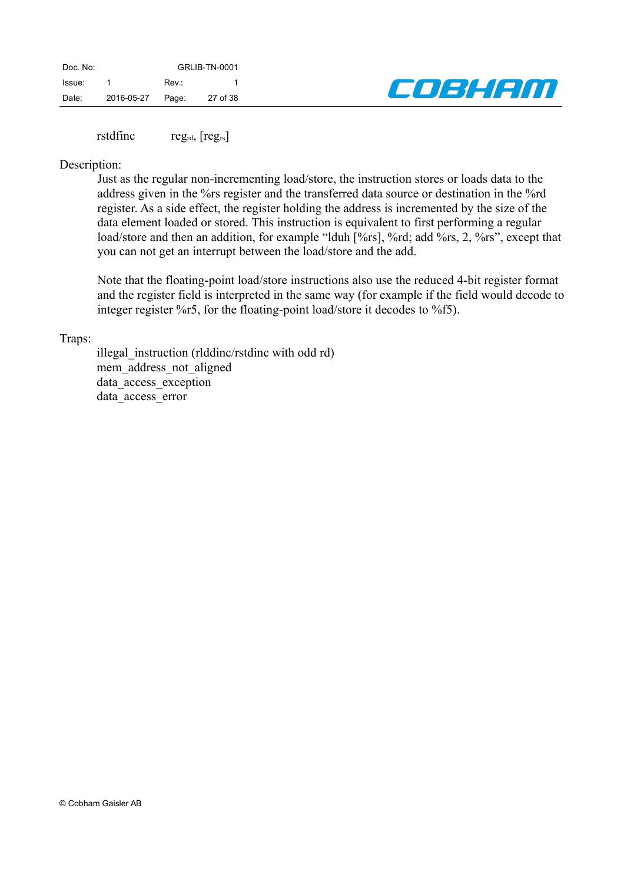rstdfinc    $reg_{rd}$, [$reg_{rs}$]

Description:

Just as the regular non-incrementing load/store, the instruction stores or loads data to the address given in the %rs register and the transferred data source or destination in the %rd register. As a side effect, the register holding the address is incremented by the size of the data element loaded or stored. This instruction is equivalent to first performing a regular load/store and then an addition, for example “lduh [%rs], %rd; add %rs, 2, %rs”, except that you can not get an interrupt between the load/store and the add.

Note that the floating-point load/store instructions also use the reduced 4-bit register format and the register field is interpreted in the same way (for example if the field would decode to integer register %r5, for the floating-point load/store it decodes to %f5).

Traps:

illegal_instruction (rlddinc/rstdinc with odd rd)
mem_address_not_aligned
data_access_exception
data_access_error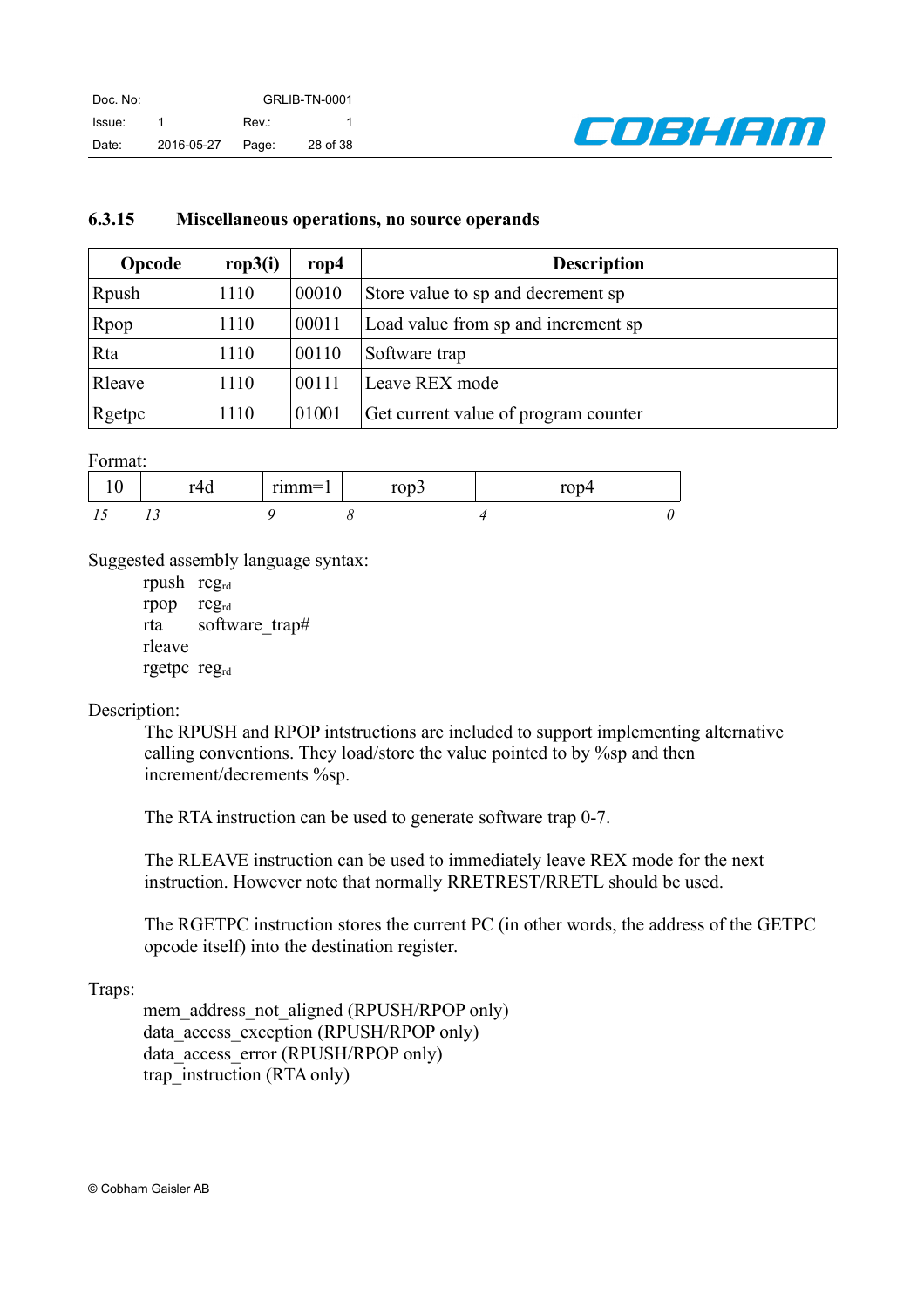### 6.3.15 Miscellaneous operations, no source operands

| Opcode | rop3(i) | rop4 | Description |
|---|---|---|---|
| Rpush | 1110 | 00010 | Store value to sp and decrement sp |
| Rpop | 1110 | 00011 | Load value from sp and increment sp |
| Rta | 1110 | 00110 | Software trap |
| Rleave | 1110 | 00111 | Leave REX mode |
| Rgetpc | 1110 | 01001 | Get current value of program counter |

Format:

| 10 | r4d | rimm=1 | rop3 | rop4 |
|---|---|---|---|---|
| *15* | *13* | *9* | *8* | *4 … 0* |

Suggested assembly language syntax:

rpush $reg_{rd}$
rpop $reg_{rd}$
rta software_trap#
rleave
rgetpc $reg_{rd}$

Description:

The RPUSH and RPOP intstructions are included to support implementing alternative calling conventions. They load/store the value pointed to by %sp and then increment/decrements %sp.

The RTA instruction can be used to generate software trap 0-7.

The RLEAVE instruction can be used to immediately leave REX mode for the next instruction. However note that normally RRETREST/RRETL should be used.

The RGETPC instruction stores the current PC (in other words, the address of the GETPC opcode itself) into the destination register.

Traps:

mem_address_not_aligned (RPUSH/RPOP only)
data_access_exception (RPUSH/RPOP only)
data_access_error (RPUSH/RPOP only)
trap_instruction (RTA only)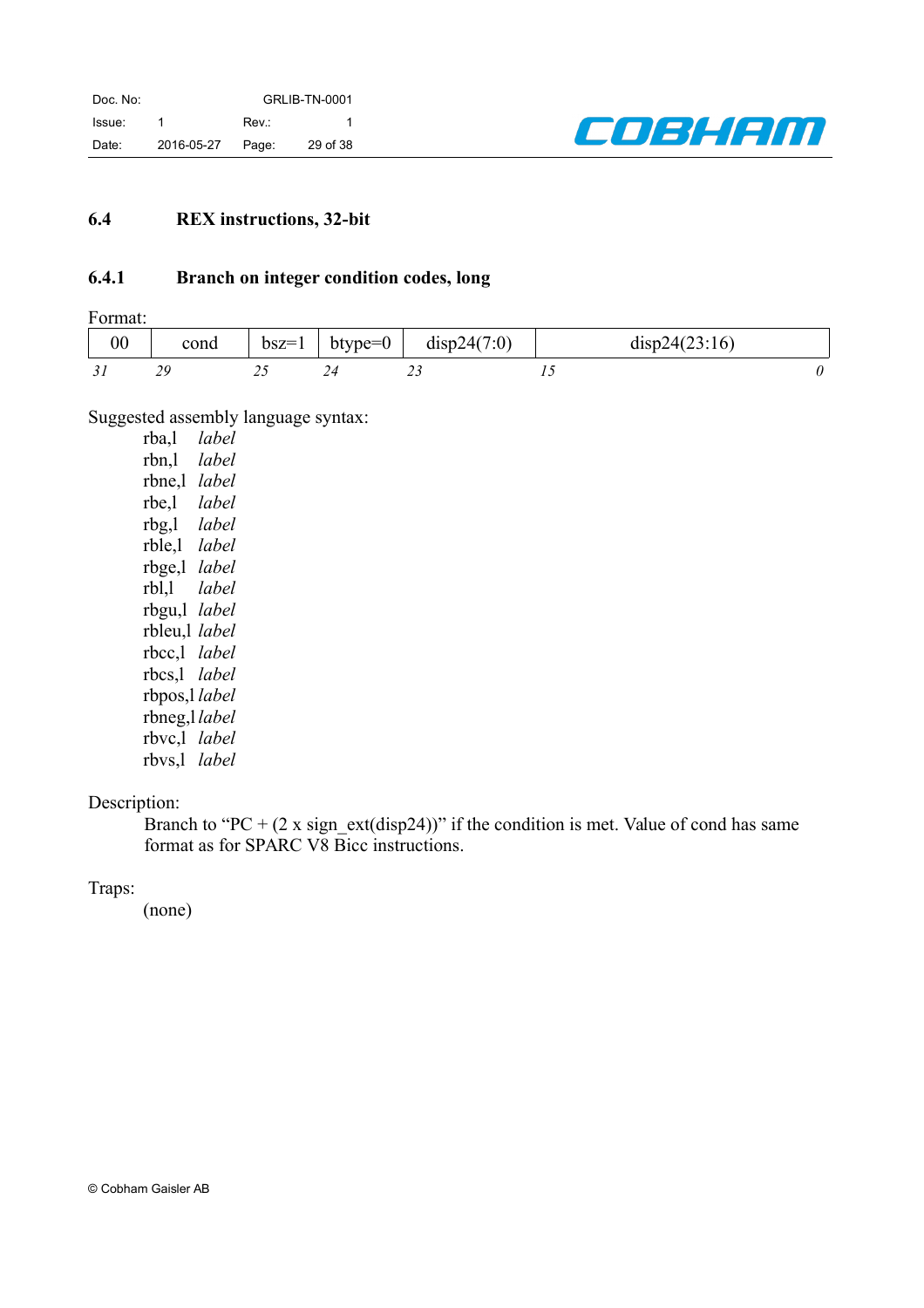## 6.4 REX instructions, 32-bit

### 6.4.1 Branch on integer condition codes, long

Format:

| 00 | cond | bsz=1 | btype=0 | disp24(7:0) | disp24(23:16) | |
|---|---|---|---|---|---|---|
| *31* | *29* | *25* | *24* | *23* | *15* | *0* |

Suggested assembly language syntax:

rba,l *label*
rbn,l *label*
rbne,l *label*
rbe,l *label*
rbg,l *label*
rble,l *label*
rbge,l *label*
rbl,l *label*
rbgu,l *label*
rbleu,l *label*
rbcc,l *label*
rbcs,l *label*
rbpos,l *label*
rbneg,l *label*
rbvc,l *label*
rbvs,l *label*

Description:

Branch to "PC + (2 x sign_ext(disp24))" if the condition is met. Value of cond has same format as for SPARC V8 Bicc instructions.

Traps:

(none)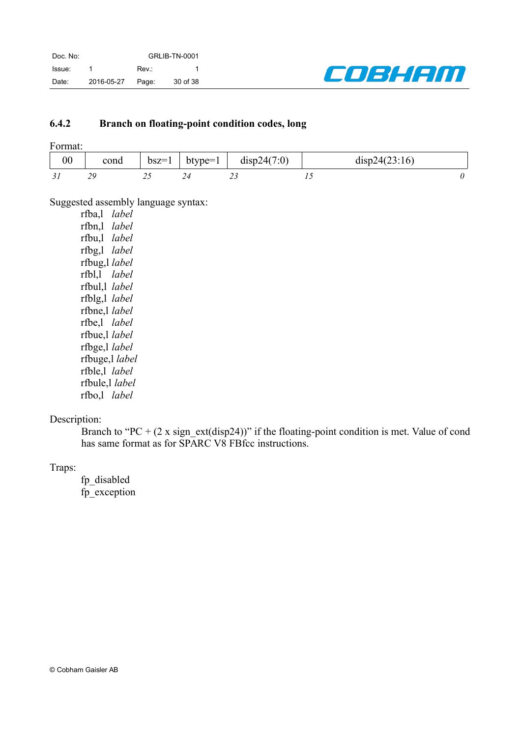### 6.4.2 Branch on floating-point condition codes, long

Format:

| 00 | cond | bsz=1 | btype=1 | disp24(7:0) | disp24(23:16) |
|---|---|---|---|---|---|
| *31* | *29* | *25* | *24* | *23* | *15* ... *0* |

Suggested assembly language syntax:

rfba,l *label*
rfbn,l *label*
rfbu,l *label*
rfbg,l *label*
rfbug,l *label*
rfbl,l *label*
rfbul,l *label*
rfblg,l *label*
rfbne,l *label*
rfbe,l *label*
rfbue,l *label*
rfbge,l *label*
rfbuge,l *label*
rfble,l *label*
rfbule,l *label*
rfbo,l *label*

Description:

Branch to "PC + (2 x sign_ext(disp24))" if the floating-point condition is met. Value of cond has same format as for SPARC V8 FBfcc instructions.

Traps:

fp_disabled
fp_exception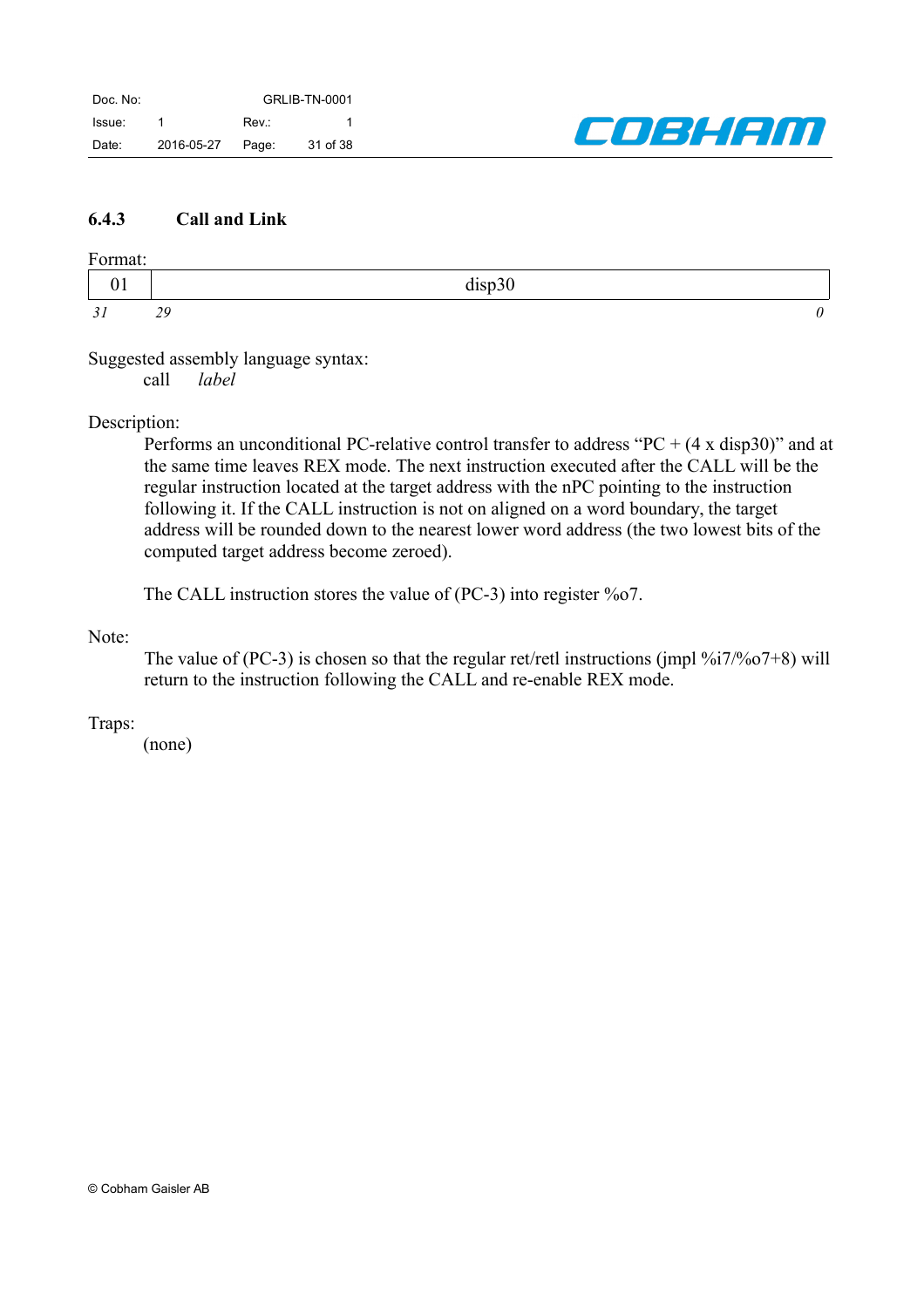### 6.4.3 Call and Link

Format:

| 01 | disp30 |
|---|---|
| *31* *29* | *0* |

Suggested assembly language syntax:

call *label*

Description:

Performs an unconditional PC-relative control transfer to address "PC + (4 x disp30)" and at the same time leaves REX mode. The next instruction executed after the CALL will be the regular instruction located at the target address with the nPC pointing to the instruction following it. If the CALL instruction is not on aligned on a word boundary, the target address will be rounded down to the nearest lower word address (the two lowest bits of the computed target address become zeroed).

The CALL instruction stores the value of (PC-3) into register %o7.

Note:

The value of (PC-3) is chosen so that the regular ret/retl instructions (jmpl %i7/%o7+8) will return to the instruction following the CALL and re-enable REX mode.

Traps:

(none)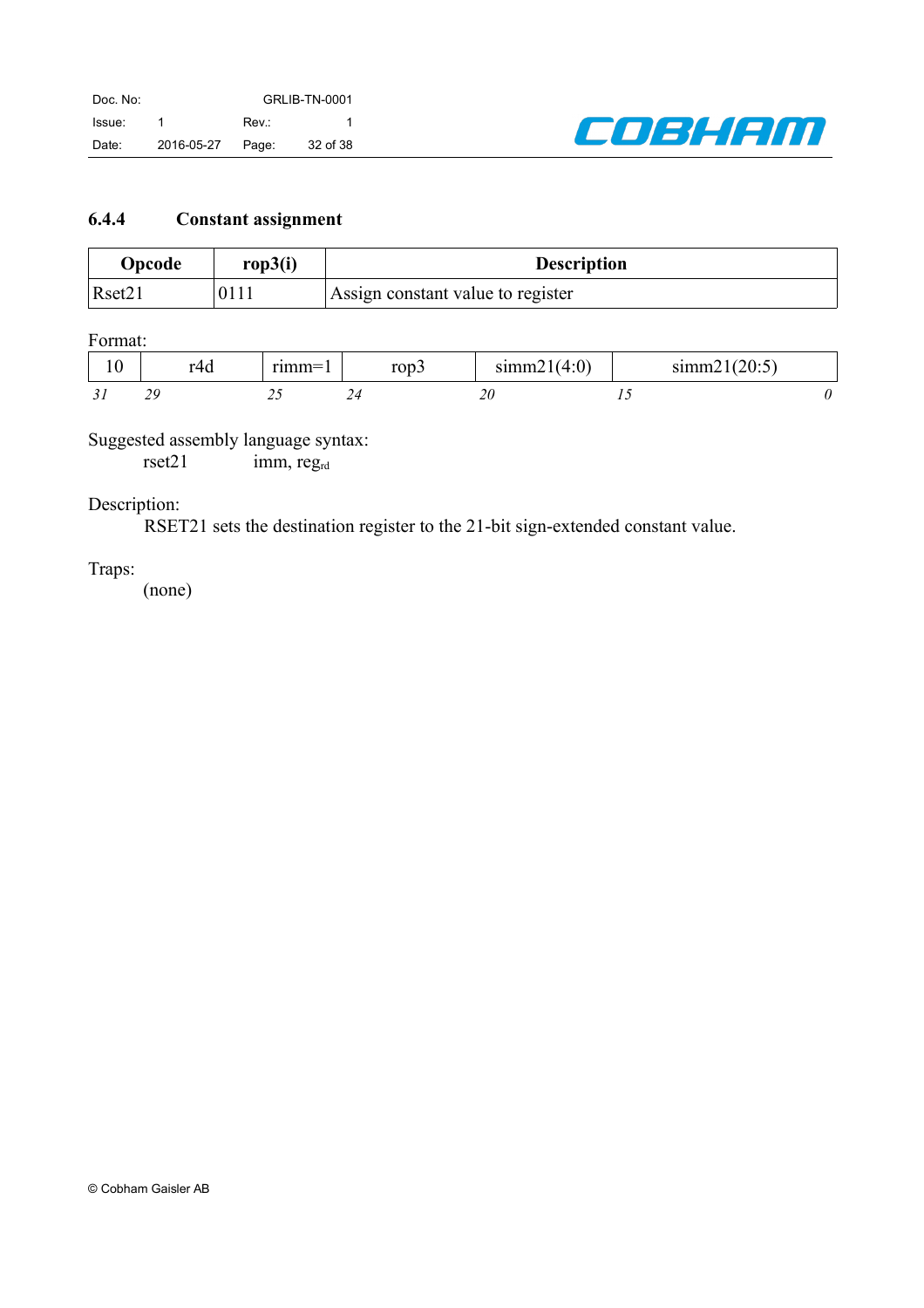### 6.4.4 Constant assignment

| Opcode | rop3(i) | Description |
|---|---|---|
| Rset21 | 0111 | Assign constant value to register |

Format:

| 10 | r4d | rimm=1 | rop3 | simm21(4:0) | simm21(20:5) |
|---|---|---|---|---|---|
| *31* | *29* | *25* | *24* | *20* | *15* ... *0* |

Suggested assembly language syntax:

rset21 imm, $reg_{rd}$

Description:

RSET21 sets the destination register to the 21-bit sign-extended constant value.

Traps:

(none)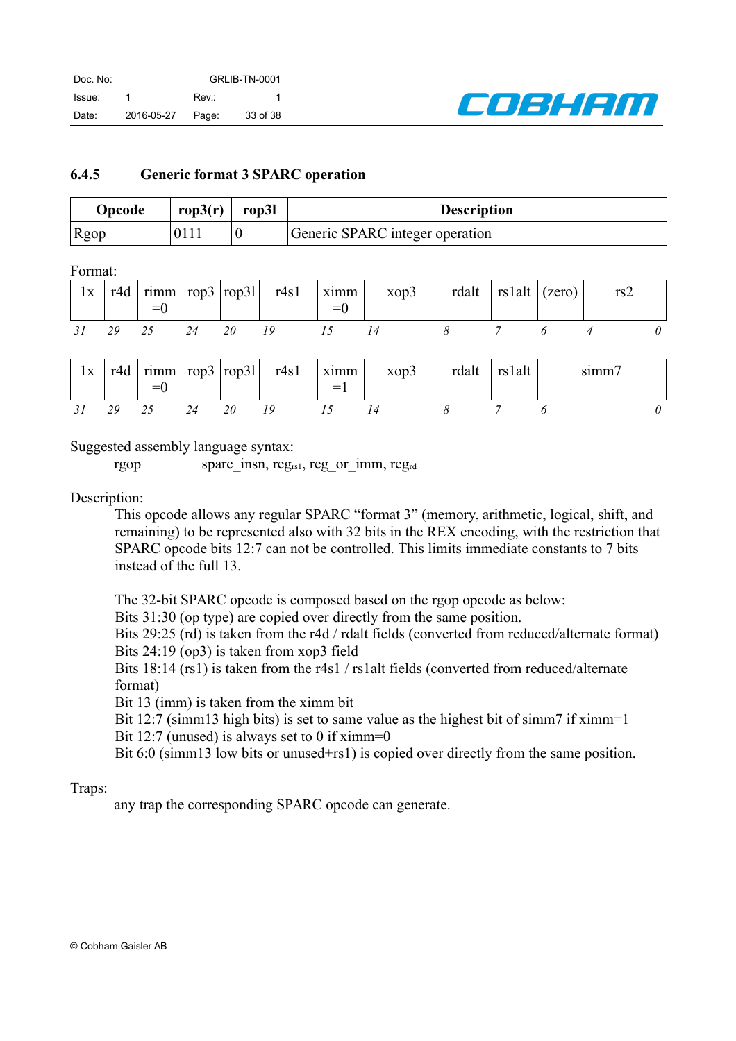### 6.4.5 Generic format 3 SPARC operation

| Opcode | rop3(r) | rop3l | Description |
|---|---|---|---|
| Rgop | 0111 | 0 | Generic SPARC integer operation |

Format:

| 1x | r4d | rimm =0 | rop3 | rop3l | r4s1 | ximm =0 | xop3 | rdalt | rs1alt | (zero) | rs2 |
|---|---|---|---|---|---|---|---|---|---|---|---|
| *31* | *29* | *25* | *24* | *20* | *19* | *15* | *14* | *8* | *7* | *6* | *4 ... 0* |

| 1x | r4d | rimm =0 | rop3 | rop3l | r4s1 | ximm =1 | xop3 | rdalt | rs1alt | simm7 |
|---|---|---|---|---|---|---|---|---|---|---|
| *31* | *29* | *25* | *24* | *20* | *19* | *15* | *14* | *8* | *7* | *6 ... 0* |

Suggested assembly language syntax:

rgop sparc_insn, $reg_{rs1}$, reg_or_imm, $reg_{rd}$

Description:

This opcode allows any regular SPARC "format 3" (memory, arithmetic, logical, shift, and remaining) to be represented also with 32 bits in the REX encoding, with the restriction that SPARC opcode bits 12:7 can not be controlled. This limits immediate constants to 7 bits instead of the full 13.

The 32-bit SPARC opcode is composed based on the rgop opcode as below:
Bits 31:30 (op type) are copied over directly from the same position.
Bits 29:25 (rd) is taken from the r4d / rdalt fields (converted from reduced/alternate format)
Bits 24:19 (op3) is taken from xop3 field
Bits 18:14 (rs1) is taken from the r4s1 / rs1alt fields (converted from reduced/alternate format)
Bit 13 (imm) is taken from the ximm bit
Bit 12:7 (simm13 high bits) is set to same value as the highest bit of simm7 if ximm=1
Bit 12:7 (unused) is always set to 0 if ximm=0
Bit 6:0 (simm13 low bits or unused+rs1) is copied over directly from the same position.

Traps:

any trap the corresponding SPARC opcode can generate.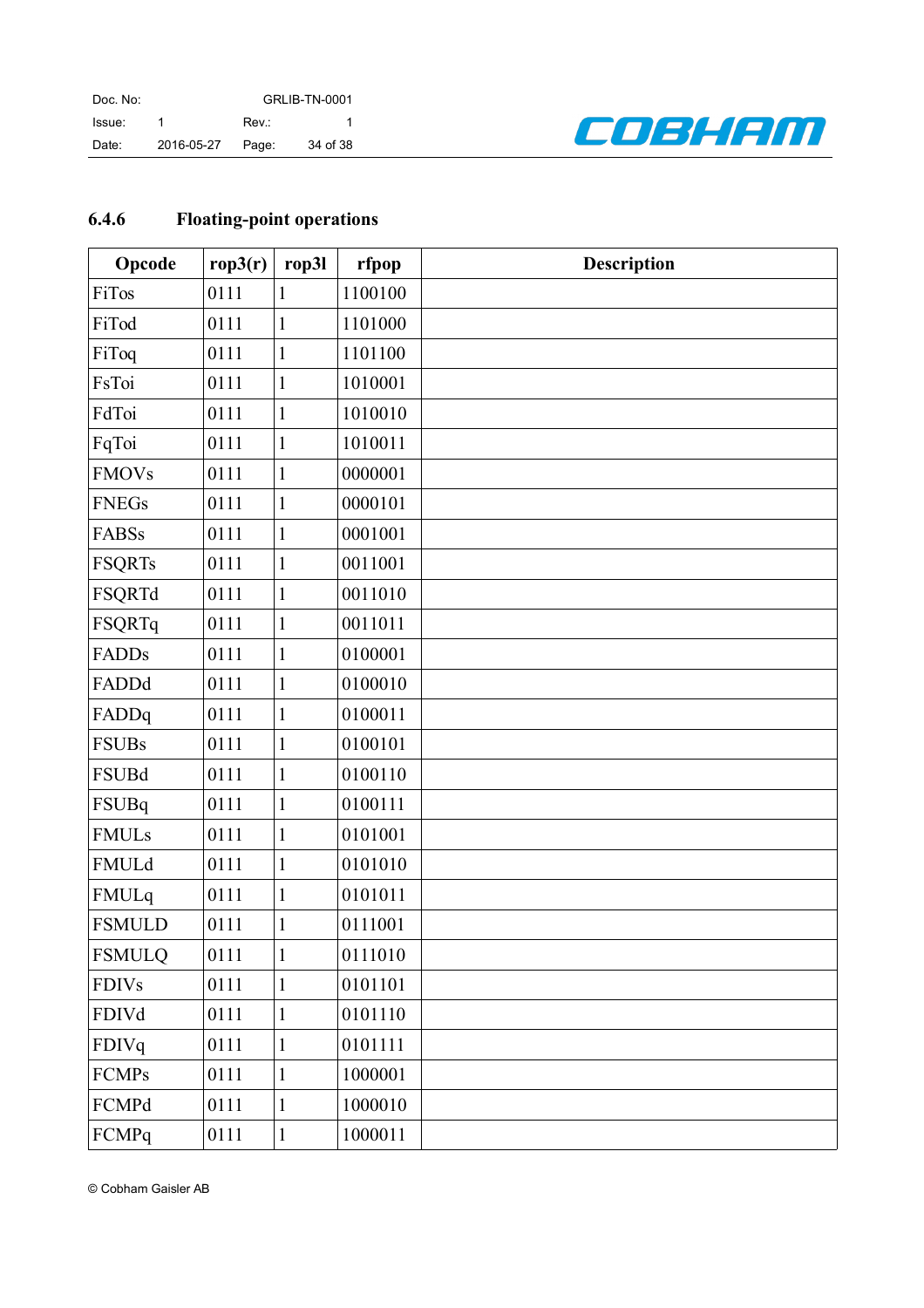### 6.4.6 Floating-point operations

| Opcode | rop3(r) | rop3l | rfpop | Description |
|---|---|---|---|---|
| FiTos | 0111 | 1 | 1100100 | |
| FiTod | 0111 | 1 | 1101000 | |
| FiToq | 0111 | 1 | 1101100 | |
| FsToi | 0111 | 1 | 1010001 | |
| FdToi | 0111 | 1 | 1010010 | |
| FqToi | 0111 | 1 | 1010011 | |
| FMOVs | 0111 | 1 | 0000001 | |
| FNEGs | 0111 | 1 | 0000101 | |
| FABSs | 0111 | 1 | 0001001 | |
| FSQRTs | 0111 | 1 | 0011001 | |
| FSQRTd | 0111 | 1 | 0011010 | |
| FSQRTq | 0111 | 1 | 0011011 | |
| FADDs | 0111 | 1 | 0100001 | |
| FADDd | 0111 | 1 | 0100010 | |
| FADDq | 0111 | 1 | 0100011 | |
| FSUBs | 0111 | 1 | 0100101 | |
| FSUBd | 0111 | 1 | 0100110 | |
| FSUBq | 0111 | 1 | 0100111 | |
| FMULs | 0111 | 1 | 0101001 | |
| FMULd | 0111 | 1 | 0101010 | |
| FMULq | 0111 | 1 | 0101011 | |
| FSMULD | 0111 | 1 | 0111001 | |
| FSMULQ | 0111 | 1 | 0111010 | |
| FDIVs | 0111 | 1 | 0101101 | |
| FDIVd | 0111 | 1 | 0101110 | |
| FDIVq | 0111 | 1 | 0101111 | |
| FCMPs | 0111 | 1 | 1000001 | |
| FCMPd | 0111 | 1 | 1000010 | |
| FCMPq | 0111 | 1 | 1000011 | |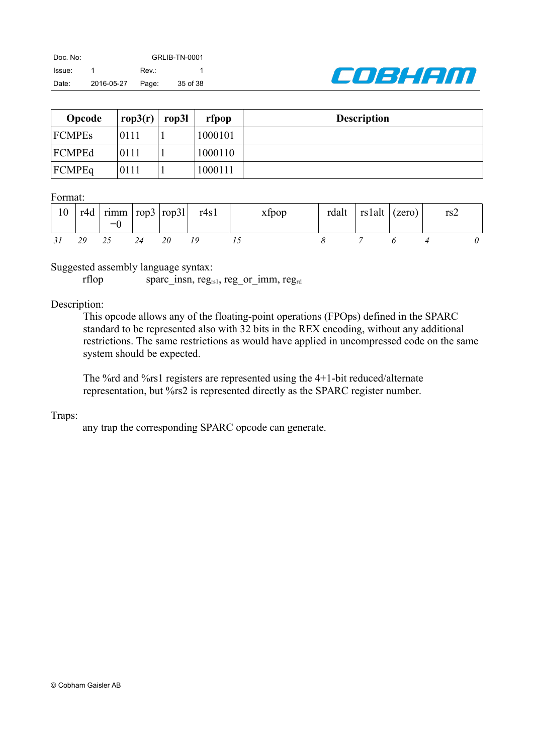| Opcode | rop3(r) | rop3l | rfpop | Description |
|---|---|---|---|---|
| FCMPEs | 0111 | 1 | 1000101 | |
| FCMPEd | 0111 | 1 | 1000110 | |
| FCMPEq | 0111 | 1 | 1000111 | |

Format:

| 10 | r4d | rimm =0 | rop3 | rop3l | r4s1 | xfpop | rdalt | rs1alt | (zero) | rs2 |
|---|---|---|---|---|---|---|---|---|---|---|
| *31* | *29* | *25* | *24* | *20* | *19* | *15* | *8* | *7* | *6* | *4* ... *0* |

Suggested assembly language syntax:

rflop sparc_insn, $reg_{rs1}$, reg_or_imm, $reg_{rd}$

Description:

This opcode allows any of the floating-point operations (FPOps) defined in the SPARC standard to be represented also with 32 bits in the REX encoding, without any additional restrictions. The same restrictions as would have applied in uncompressed code on the same system should be expected.

The %rd and %rs1 registers are represented using the 4+1-bit reduced/alternate representation, but %rs2 is represented directly as the SPARC register number.

Traps:

any trap the corresponding SPARC opcode can generate.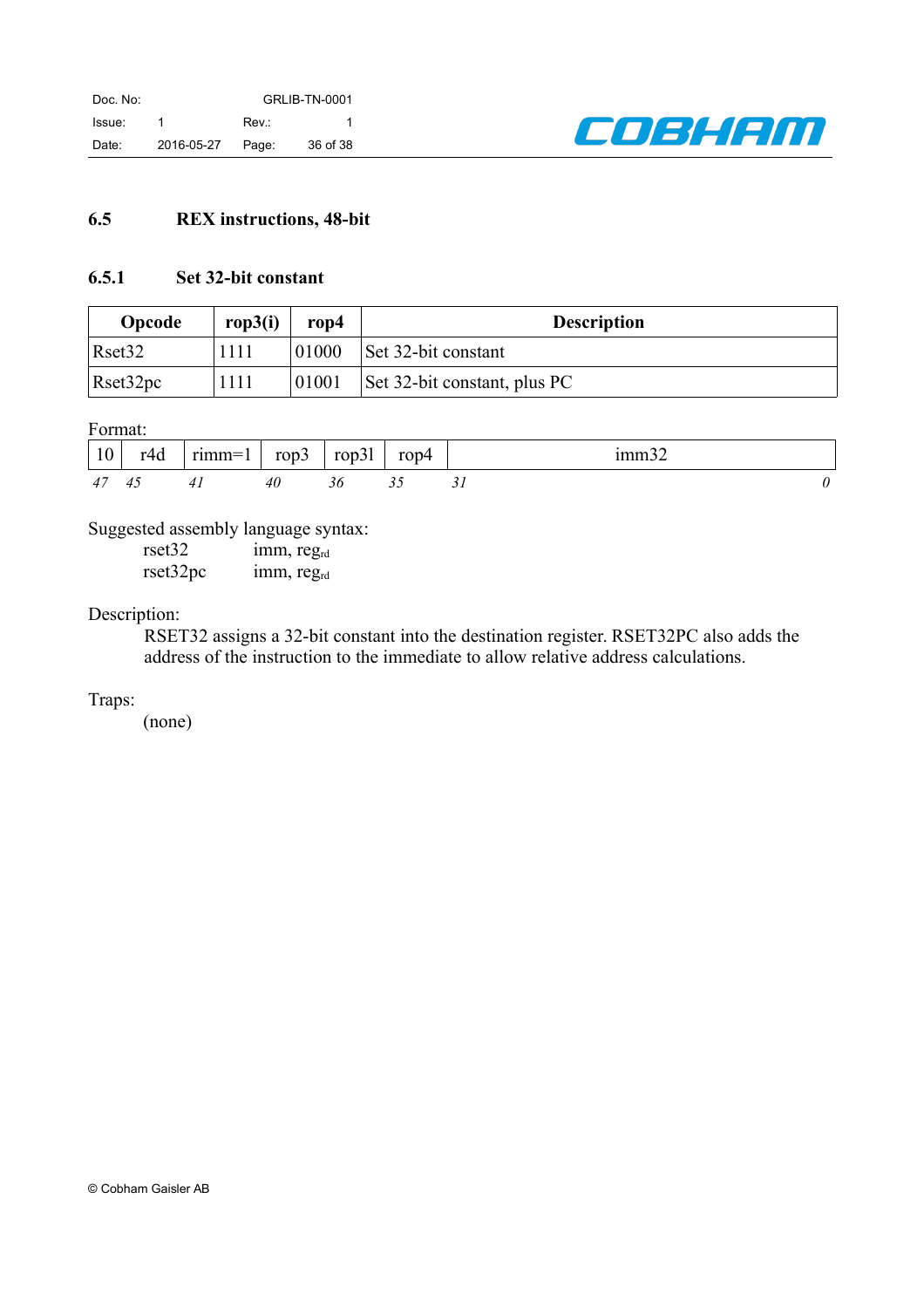## 6.5 REX instructions, 48-bit

### 6.5.1 Set 32-bit constant

| Opcode | rop3(i) | rop4 | Description |
|---|---|---|---|
| Rset32 | 1111 | 01000 | Set 32-bit constant |
| Rset32pc | 1111 | 01001 | Set 32-bit constant, plus PC |

Format:

| 10 | r4d | rimm=1 | rop3 | rop3l | rop4 | imm32 |
|---|---|---|---|---|---|---|
| *47* | *45* | *41* | *40* | *36* | *35* | *31 ... 0* |

Suggested assembly language syntax:

```
rset32      imm, reg_rd
rset32pc    imm, reg_rd
```

Description:

RSET32 assigns a 32-bit constant into the destination register. RSET32PC also adds the address of the instruction to the immediate to allow relative address calculations.

Traps:

(none)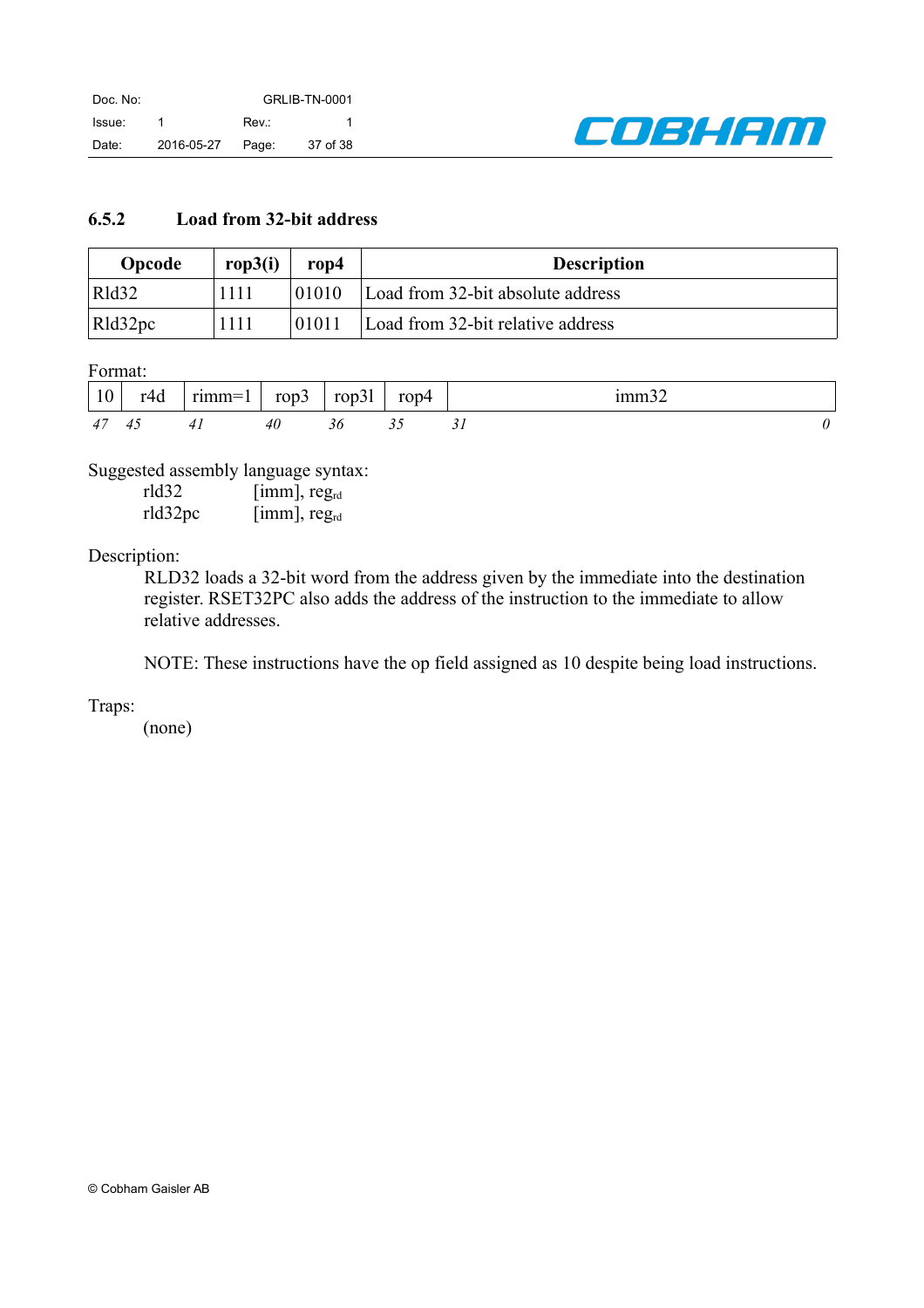### 6.5.2 Load from 32-bit address

| Opcode | rop3(i) | rop4 | Description |
|---|---|---|---|
| Rld32 | 1111 | 01010 | Load from 32-bit absolute address |
| Rld32pc | 1111 | 01011 | Load from 32-bit relative address |

Format:

| 10 | r4d | rimm=1 | rop3 | rop3l | rop4 | imm32 |
|---|---|---|---|---|---|---|
| *47* | *45* | *41* | *40* | *36* | *35* | *31 ... 0* |

Suggested assembly language syntax:

rld32 [imm], $reg_{rd}$
rld32pc [imm], $reg_{rd}$

Description:

RLD32 loads a 32-bit word from the address given by the immediate into the destination register. RSET32PC also adds the address of the instruction to the immediate to allow relative addresses.

NOTE: These instructions have the op field assigned as 10 despite being load instructions.

Traps:

(none)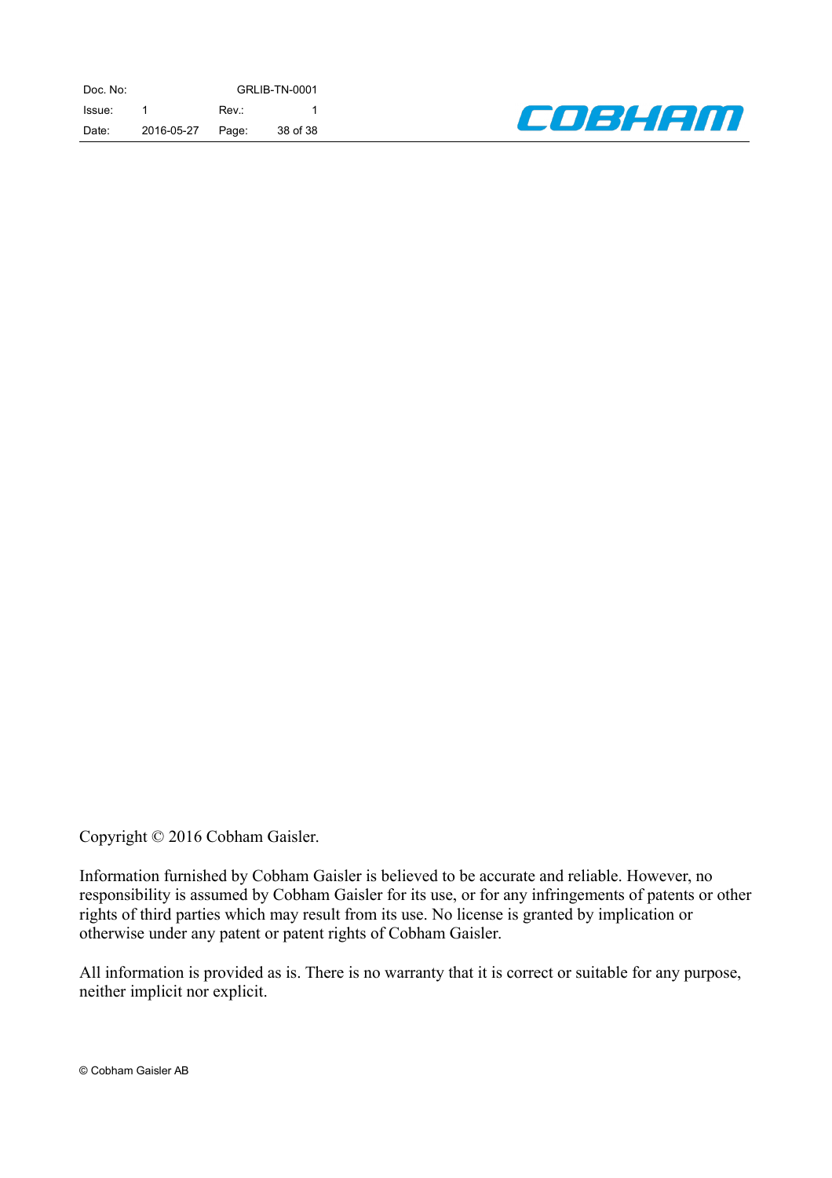Copyright © 2016 Cobham Gaisler.

Information furnished by Cobham Gaisler is believed to be accurate and reliable. However, no responsibility is assumed by Cobham Gaisler for its use, or for any infringements of patents or other rights of third parties which may result from its use. No license is granted by implication or otherwise under any patent or patent rights of Cobham Gaisler.

All information is provided as is. There is no warranty that it is correct or suitable for any purpose, neither implicit nor explicit.